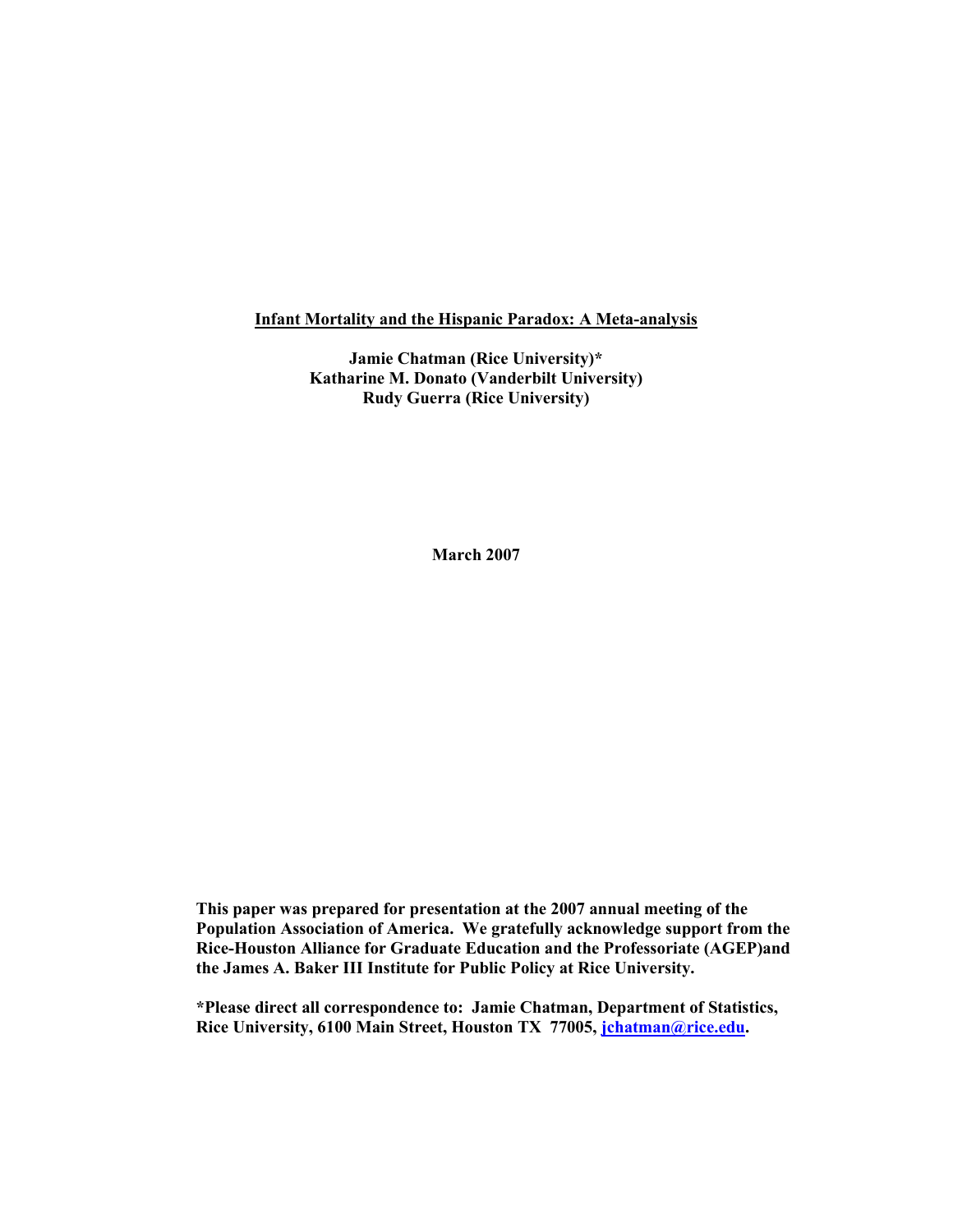# Infant Mortality and the Hispanic Paradox: A Meta-analysis

**Jamie Chatman (Rice University)***
**Katharine M. Donato (Vanderbilt University)**
**Rudy Guerra (Rice University)**

**March 2007**

**This paper was prepared for presentation at the 2007 annual meeting of the Population Association of America. We gratefully acknowledge support from the Rice-Houston Alliance for Graduate Education and the Professoriate (AGEP)and the James A. Baker III Institute for Public Policy at Rice University.**

***Please direct all correspondence to: Jamie Chatman, Department of Statistics, Rice University, 6100 Main Street, Houston TX 77005, jchatman@rice.edu.**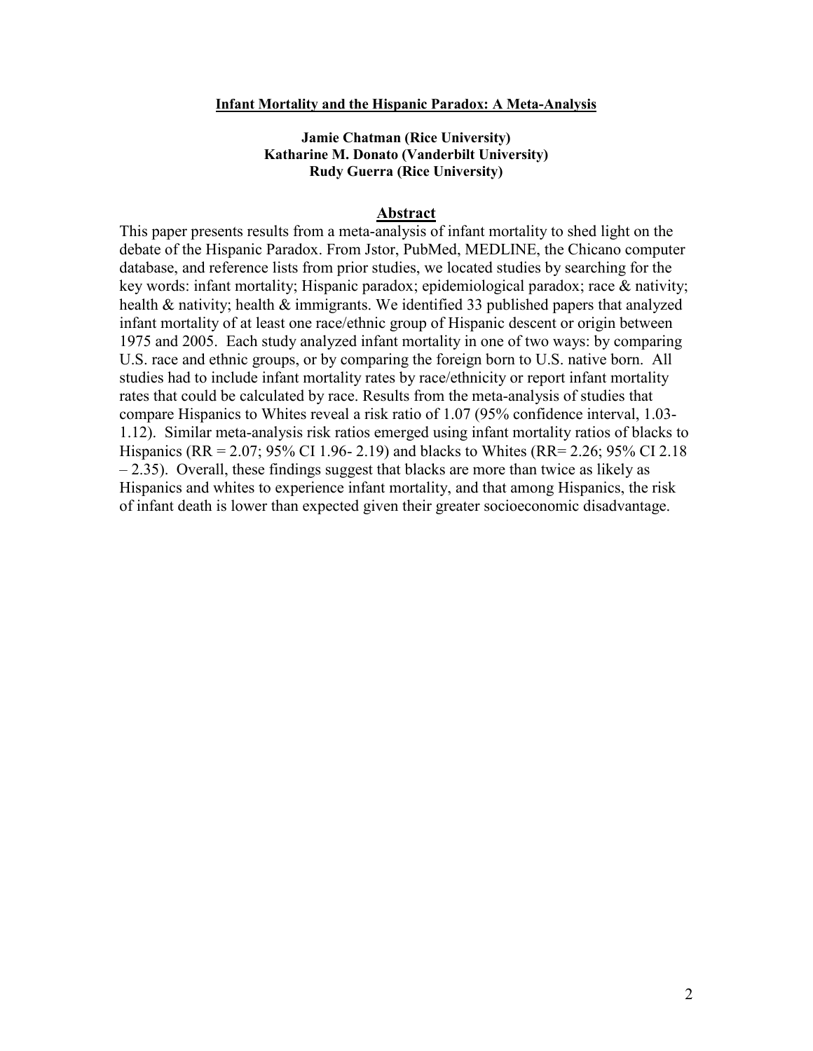**Infant Mortality and the Hispanic Paradox: A Meta-Analysis**

**Jamie Chatman (Rice University)**
**Katharine M. Donato (Vanderbilt University)**
**Rudy Guerra (Rice University)**

## Abstract

This paper presents results from a meta-analysis of infant mortality to shed light on the debate of the Hispanic Paradox. From Jstor, PubMed, MEDLINE, the Chicano computer database, and reference lists from prior studies, we located studies by searching for the key words: infant mortality; Hispanic paradox; epidemiological paradox; race & nativity; health & nativity; health & immigrants. We identified 33 published papers that analyzed infant mortality of at least one race/ethnic group of Hispanic descent or origin between 1975 and 2005. Each study analyzed infant mortality in one of two ways: by comparing U.S. race and ethnic groups, or by comparing the foreign born to U.S. native born. All studies had to include infant mortality rates by race/ethnicity or report infant mortality rates that could be calculated by race. Results from the meta-analysis of studies that compare Hispanics to Whites reveal a risk ratio of 1.07 (95% confidence interval, 1.03-1.12). Similar meta-analysis risk ratios emerged using infant mortality ratios of blacks to Hispanics (RR = 2.07; 95% CI 1.96- 2.19) and blacks to Whites (RR= 2.26; 95% CI 2.18 – 2.35). Overall, these findings suggest that blacks are more than twice as likely as Hispanics and whites to experience infant mortality, and that among Hispanics, the risk of infant death is lower than expected given their greater socioeconomic disadvantage.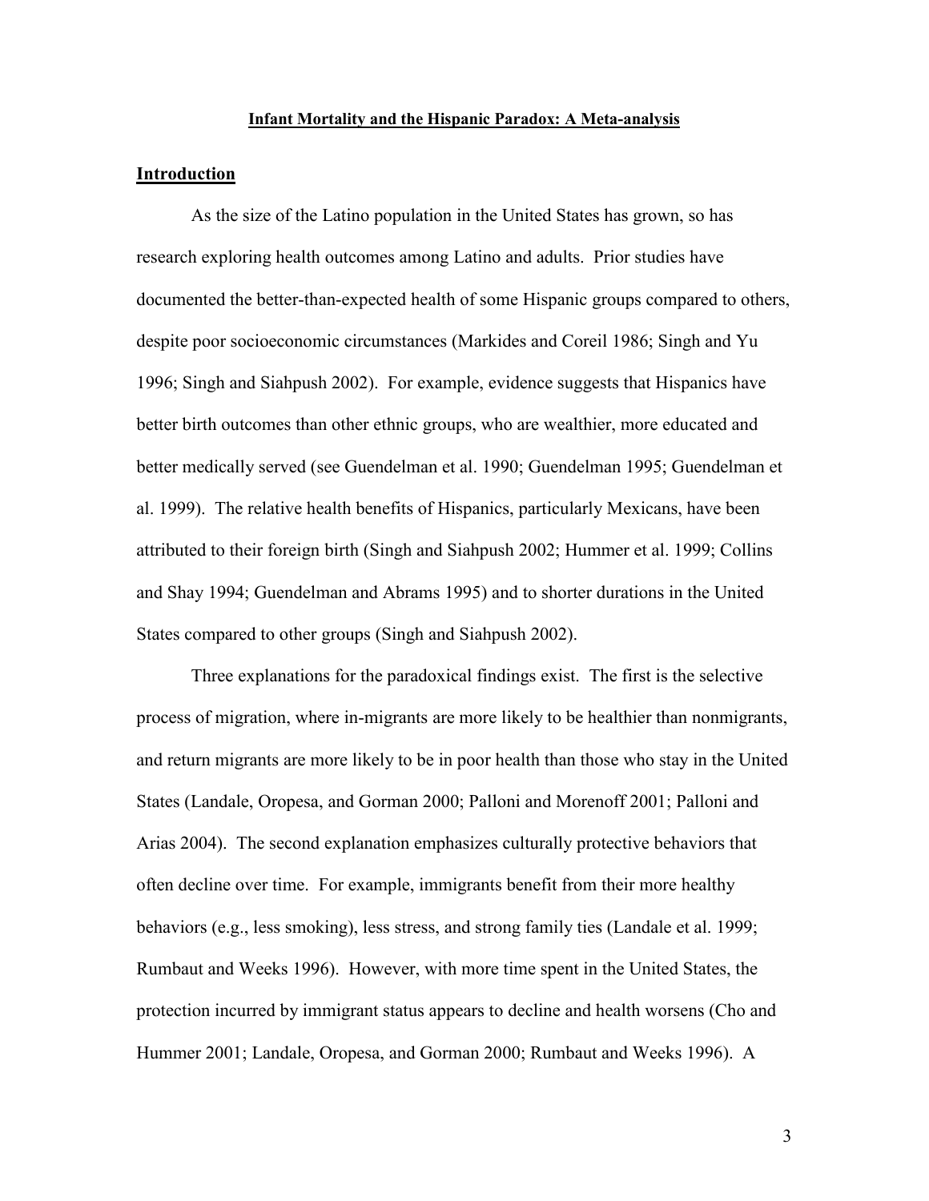**Infant Mortality and the Hispanic Paradox: A Meta-analysis**

## Introduction

As the size of the Latino population in the United States has grown, so has research exploring health outcomes among Latino and adults. Prior studies have documented the better-than-expected health of some Hispanic groups compared to others, despite poor socioeconomic circumstances (Markides and Coreil 1986; Singh and Yu 1996; Singh and Siahpush 2002). For example, evidence suggests that Hispanics have better birth outcomes than other ethnic groups, who are wealthier, more educated and better medically served (see Guendelman et al. 1990; Guendelman 1995; Guendelman et al. 1999). The relative health benefits of Hispanics, particularly Mexicans, have been attributed to their foreign birth (Singh and Siahpush 2002; Hummer et al. 1999; Collins and Shay 1994; Guendelman and Abrams 1995) and to shorter durations in the United States compared to other groups (Singh and Siahpush 2002).

Three explanations for the paradoxical findings exist. The first is the selective process of migration, where in-migrants are more likely to be healthier than nonmigrants, and return migrants are more likely to be in poor health than those who stay in the United States (Landale, Oropesa, and Gorman 2000; Palloni and Morenoff 2001; Palloni and Arias 2004). The second explanation emphasizes culturally protective behaviors that often decline over time. For example, immigrants benefit from their more healthy behaviors (e.g., less smoking), less stress, and strong family ties (Landale et al. 1999; Rumbaut and Weeks 1996). However, with more time spent in the United States, the protection incurred by immigrant status appears to decline and health worsens (Cho and Hummer 2001; Landale, Oropesa, and Gorman 2000; Rumbaut and Weeks 1996). A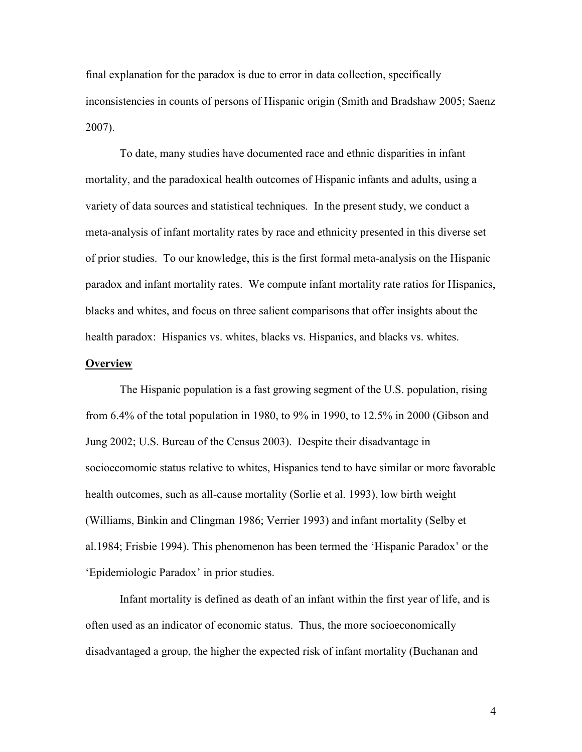final explanation for the paradox is due to error in data collection, specifically inconsistencies in counts of persons of Hispanic origin (Smith and Bradshaw 2005; Saenz 2007).

To date, many studies have documented race and ethnic disparities in infant mortality, and the paradoxical health outcomes of Hispanic infants and adults, using a variety of data sources and statistical techniques. In the present study, we conduct a meta-analysis of infant mortality rates by race and ethnicity presented in this diverse set of prior studies. To our knowledge, this is the first formal meta-analysis on the Hispanic paradox and infant mortality rates. We compute infant mortality rate ratios for Hispanics, blacks and whites, and focus on three salient comparisons that offer insights about the health paradox: Hispanics vs. whites, blacks vs. Hispanics, and blacks vs. whites.

## Overview

The Hispanic population is a fast growing segment of the U.S. population, rising from 6.4% of the total population in 1980, to 9% in 1990, to 12.5% in 2000 (Gibson and Jung 2002; U.S. Bureau of the Census 2003). Despite their disadvantage in socioecomomic status relative to whites, Hispanics tend to have similar or more favorable health outcomes, such as all-cause mortality (Sorlie et al. 1993), low birth weight (Williams, Binkin and Clingman 1986; Verrier 1993) and infant mortality (Selby et al.1984; Frisbie 1994). This phenomenon has been termed the 'Hispanic Paradox' or the 'Epidemiologic Paradox' in prior studies.

Infant mortality is defined as death of an infant within the first year of life, and is often used as an indicator of economic status. Thus, the more socioeconomically disadvantaged a group, the higher the expected risk of infant mortality (Buchanan and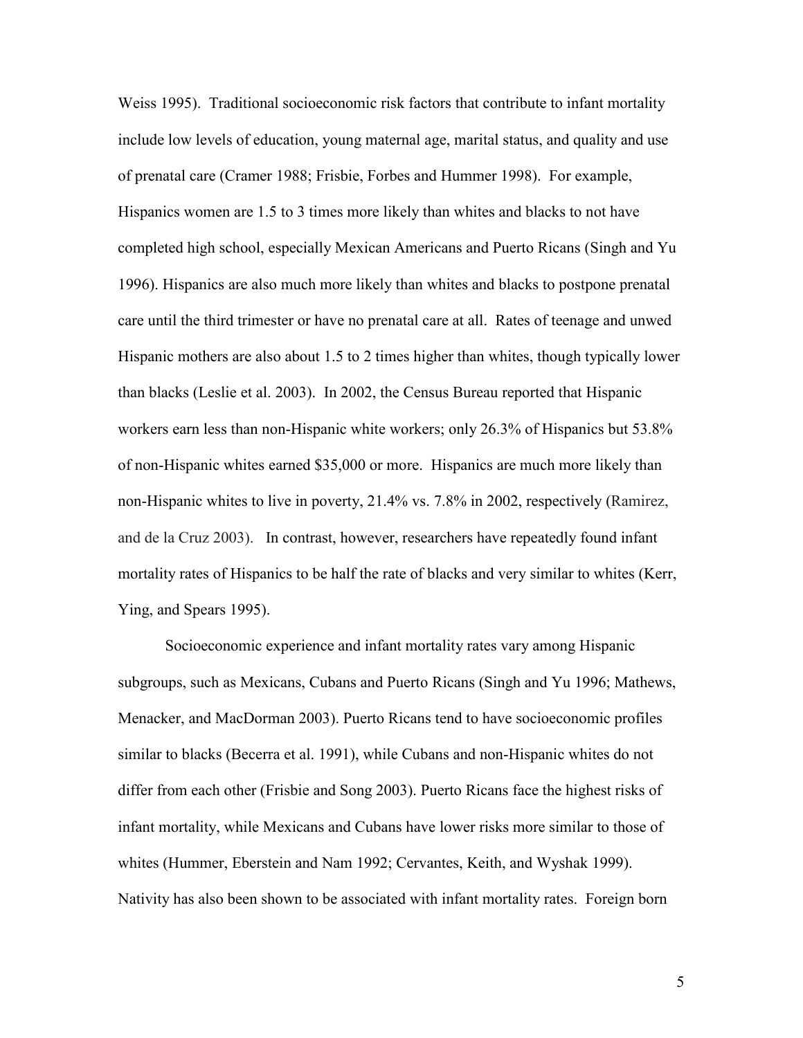Weiss 1995). Traditional socioeconomic risk factors that contribute to infant mortality include low levels of education, young maternal age, marital status, and quality and use of prenatal care (Cramer 1988; Frisbie, Forbes and Hummer 1998). For example, Hispanics women are 1.5 to 3 times more likely than whites and blacks to not have completed high school, especially Mexican Americans and Puerto Ricans (Singh and Yu 1996). Hispanics are also much more likely than whites and blacks to postpone prenatal care until the third trimester or have no prenatal care at all. Rates of teenage and unwed Hispanic mothers are also about 1.5 to 2 times higher than whites, though typically lower than blacks (Leslie et al. 2003). In 2002, the Census Bureau reported that Hispanic workers earn less than non-Hispanic white workers; only 26.3% of Hispanics but 53.8% of non-Hispanic whites earned $35,000 or more. Hispanics are much more likely than non-Hispanic whites to live in poverty, 21.4% vs. 7.8% in 2002, respectively (Ramirez, and de la Cruz 2003). In contrast, however, researchers have repeatedly found infant mortality rates of Hispanics to be half the rate of blacks and very similar to whites (Kerr, Ying, and Spears 1995).

Socioeconomic experience and infant mortality rates vary among Hispanic subgroups, such as Mexicans, Cubans and Puerto Ricans (Singh and Yu 1996; Mathews, Menacker, and MacDorman 2003). Puerto Ricans tend to have socioeconomic profiles similar to blacks (Becerra et al. 1991), while Cubans and non-Hispanic whites do not differ from each other (Frisbie and Song 2003). Puerto Ricans face the highest risks of infant mortality, while Mexicans and Cubans have lower risks more similar to those of whites (Hummer, Eberstein and Nam 1992; Cervantes, Keith, and Wyshak 1999). Nativity has also been shown to be associated with infant mortality rates. Foreign born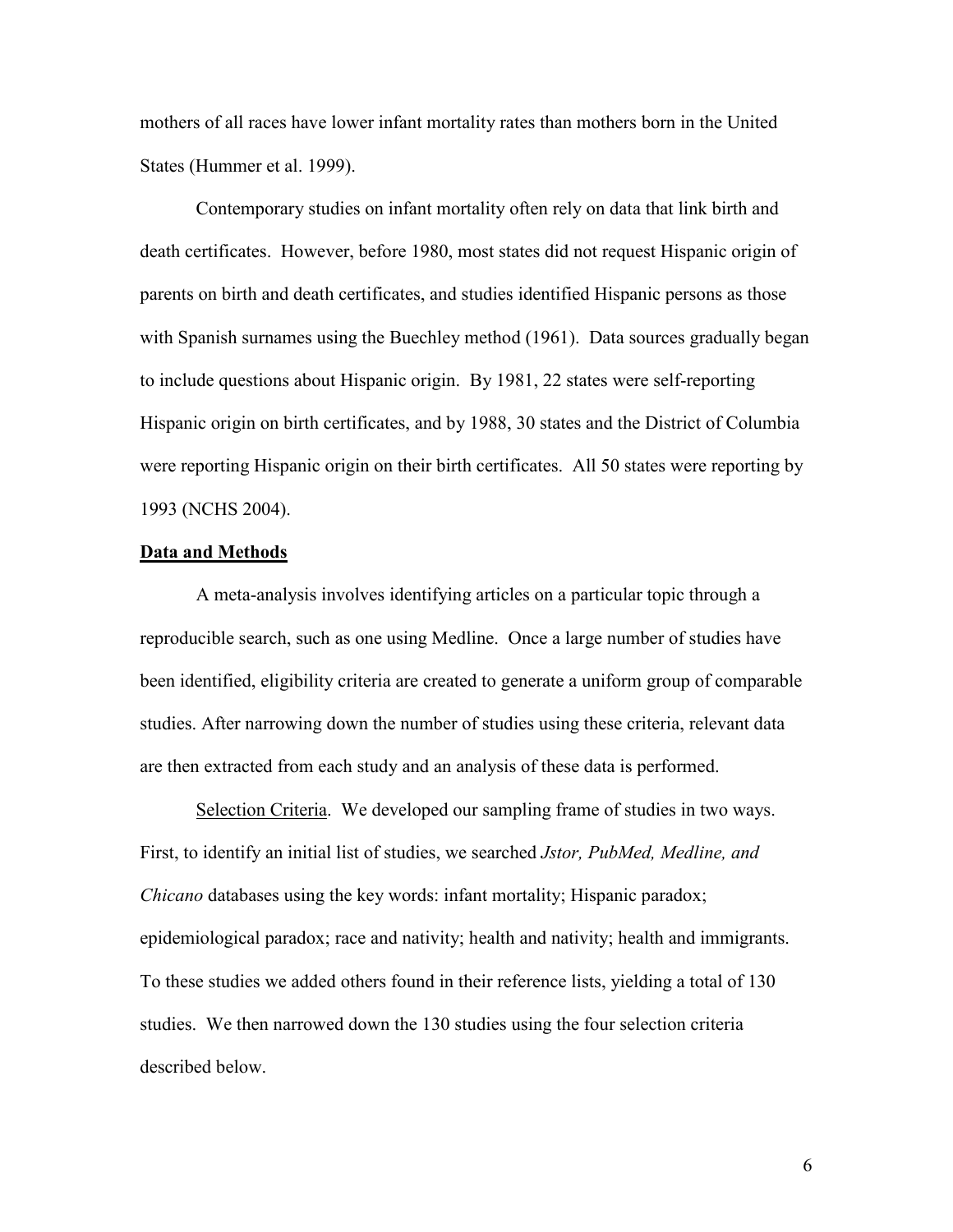mothers of all races have lower infant mortality rates than mothers born in the United States (Hummer et al. 1999).

Contemporary studies on infant mortality often rely on data that link birth and death certificates. However, before 1980, most states did not request Hispanic origin of parents on birth and death certificates, and studies identified Hispanic persons as those with Spanish surnames using the Buechley method (1961). Data sources gradually began to include questions about Hispanic origin. By 1981, 22 states were self-reporting Hispanic origin on birth certificates, and by 1988, 30 states and the District of Columbia were reporting Hispanic origin on their birth certificates. All 50 states were reporting by 1993 (NCHS 2004).

## Data and Methods

A meta-analysis involves identifying articles on a particular topic through a reproducible search, such as one using Medline. Once a large number of studies have been identified, eligibility criteria are created to generate a uniform group of comparable studies. After narrowing down the number of studies using these criteria, relevant data are then extracted from each study and an analysis of these data is performed.

Selection Criteria. We developed our sampling frame of studies in two ways. First, to identify an initial list of studies, we searched *Jstor, PubMed, Medline, and Chicano* databases using the key words: infant mortality; Hispanic paradox; epidemiological paradox; race and nativity; health and nativity; health and immigrants. To these studies we added others found in their reference lists, yielding a total of 130 studies. We then narrowed down the 130 studies using the four selection criteria described below.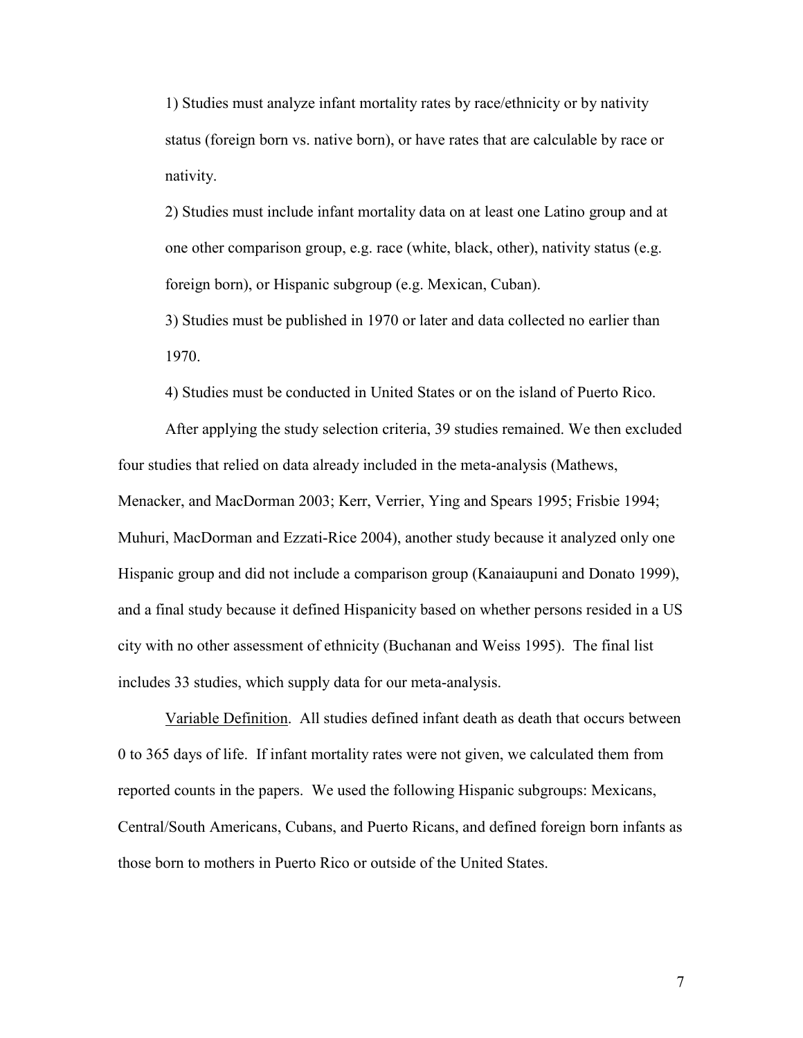1) Studies must analyze infant mortality rates by race/ethnicity or by nativity status (foreign born vs. native born), or have rates that are calculable by race or nativity.

2) Studies must include infant mortality data on at least one Latino group and at one other comparison group, e.g. race (white, black, other), nativity status (e.g. foreign born), or Hispanic subgroup (e.g. Mexican, Cuban).

3) Studies must be published in 1970 or later and data collected no earlier than 1970.

4) Studies must be conducted in United States or on the island of Puerto Rico.

After applying the study selection criteria, 39 studies remained. We then excluded four studies that relied on data already included in the meta-analysis (Mathews, Menacker, and MacDorman 2003; Kerr, Verrier, Ying and Spears 1995; Frisbie 1994; Muhuri, MacDorman and Ezzati-Rice 2004), another study because it analyzed only one Hispanic group and did not include a comparison group (Kanaiaupuni and Donato 1999), and a final study because it defined Hispanicity based on whether persons resided in a US city with no other assessment of ethnicity (Buchanan and Weiss 1995). The final list includes 33 studies, which supply data for our meta-analysis.

Variable Definition. All studies defined infant death as death that occurs between 0 to 365 days of life. If infant mortality rates were not given, we calculated them from reported counts in the papers. We used the following Hispanic subgroups: Mexicans, Central/South Americans, Cubans, and Puerto Ricans, and defined foreign born infants as those born to mothers in Puerto Rico or outside of the United States.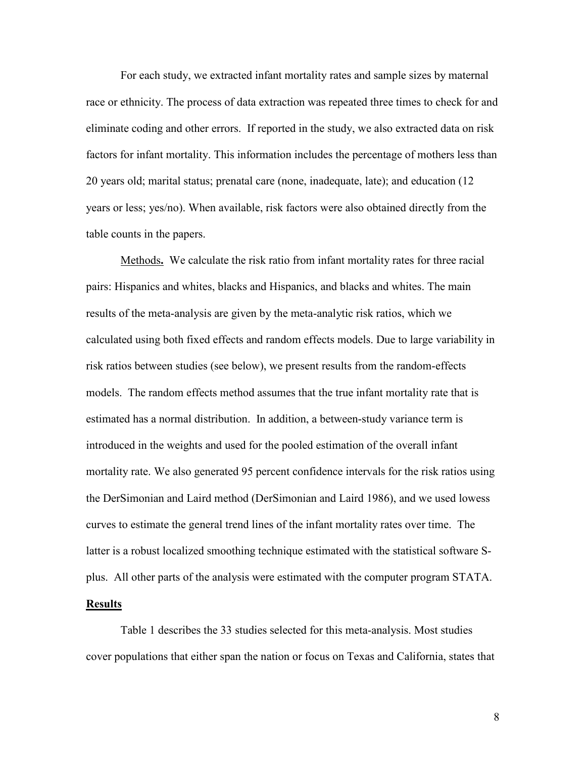For each study, we extracted infant mortality rates and sample sizes by maternal race or ethnicity. The process of data extraction was repeated three times to check for and eliminate coding and other errors. If reported in the study, we also extracted data on risk factors for infant mortality. This information includes the percentage of mothers less than 20 years old; marital status; prenatal care (none, inadequate, late); and education (12 years or less; yes/no). When available, risk factors were also obtained directly from the table counts in the papers.

Methods**.** We calculate the risk ratio from infant mortality rates for three racial pairs: Hispanics and whites, blacks and Hispanics, and blacks and whites. The main results of the meta-analysis are given by the meta-analytic risk ratios, which we calculated using both fixed effects and random effects models. Due to large variability in risk ratios between studies (see below), we present results from the random-effects models. The random effects method assumes that the true infant mortality rate that is estimated has a normal distribution. In addition, a between-study variance term is introduced in the weights and used for the pooled estimation of the overall infant mortality rate. We also generated 95 percent confidence intervals for the risk ratios using the DerSimonian and Laird method (DerSimonian and Laird 1986), and we used lowess curves to estimate the general trend lines of the infant mortality rates over time. The latter is a robust localized smoothing technique estimated with the statistical software S-plus. All other parts of the analysis were estimated with the computer program STATA.

**Results**

Table 1 describes the 33 studies selected for this meta-analysis. Most studies cover populations that either span the nation or focus on Texas and California, states that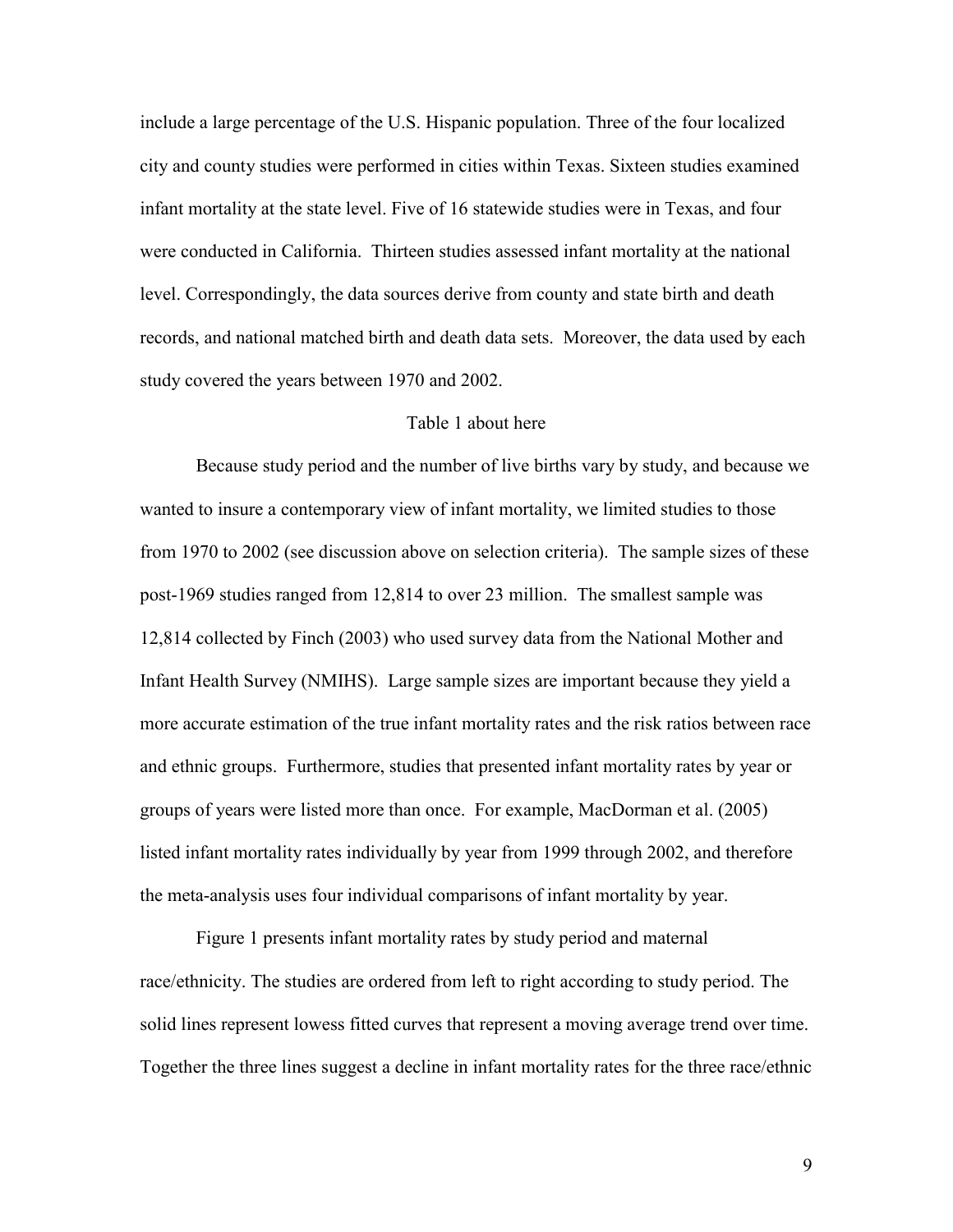include a large percentage of the U.S. Hispanic population. Three of the four localized city and county studies were performed in cities within Texas. Sixteen studies examined infant mortality at the state level. Five of 16 statewide studies were in Texas, and four were conducted in California. Thirteen studies assessed infant mortality at the national level. Correspondingly, the data sources derive from county and state birth and death records, and national matched birth and death data sets. Moreover, the data used by each study covered the years between 1970 and 2002.

Table 1 about here

Because study period and the number of live births vary by study, and because we wanted to insure a contemporary view of infant mortality, we limited studies to those from 1970 to 2002 (see discussion above on selection criteria). The sample sizes of these post-1969 studies ranged from 12,814 to over 23 million. The smallest sample was 12,814 collected by Finch (2003) who used survey data from the National Mother and Infant Health Survey (NMIHS). Large sample sizes are important because they yield a more accurate estimation of the true infant mortality rates and the risk ratios between race and ethnic groups. Furthermore, studies that presented infant mortality rates by year or groups of years were listed more than once. For example, MacDorman et al. (2005) listed infant mortality rates individually by year from 1999 through 2002, and therefore the meta-analysis uses four individual comparisons of infant mortality by year.

Figure 1 presents infant mortality rates by study period and maternal race/ethnicity. The studies are ordered from left to right according to study period. The solid lines represent lowess fitted curves that represent a moving average trend over time. Together the three lines suggest a decline in infant mortality rates for the three race/ethnic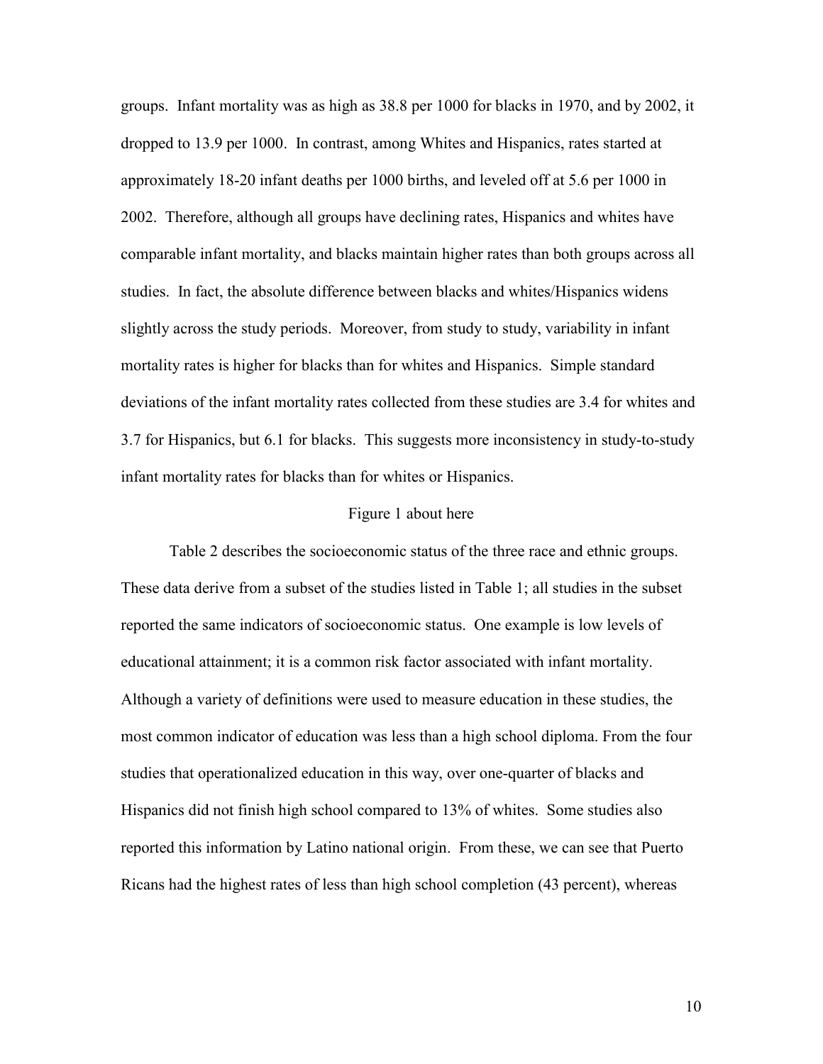groups. Infant mortality was as high as 38.8 per 1000 for blacks in 1970, and by 2002, it dropped to 13.9 per 1000. In contrast, among Whites and Hispanics, rates started at approximately 18-20 infant deaths per 1000 births, and leveled off at 5.6 per 1000 in 2002. Therefore, although all groups have declining rates, Hispanics and whites have comparable infant mortality, and blacks maintain higher rates than both groups across all studies. In fact, the absolute difference between blacks and whites/Hispanics widens slightly across the study periods. Moreover, from study to study, variability in infant mortality rates is higher for blacks than for whites and Hispanics. Simple standard deviations of the infant mortality rates collected from these studies are 3.4 for whites and 3.7 for Hispanics, but 6.1 for blacks. This suggests more inconsistency in study-to-study infant mortality rates for blacks than for whites or Hispanics.

Figure 1 about here

Table 2 describes the socioeconomic status of the three race and ethnic groups. These data derive from a subset of the studies listed in Table 1; all studies in the subset reported the same indicators of socioeconomic status. One example is low levels of educational attainment; it is a common risk factor associated with infant mortality. Although a variety of definitions were used to measure education in these studies, the most common indicator of education was less than a high school diploma. From the four studies that operationalized education in this way, over one-quarter of blacks and Hispanics did not finish high school compared to 13% of whites. Some studies also reported this information by Latino national origin. From these, we can see that Puerto Ricans had the highest rates of less than high school completion (43 percent), whereas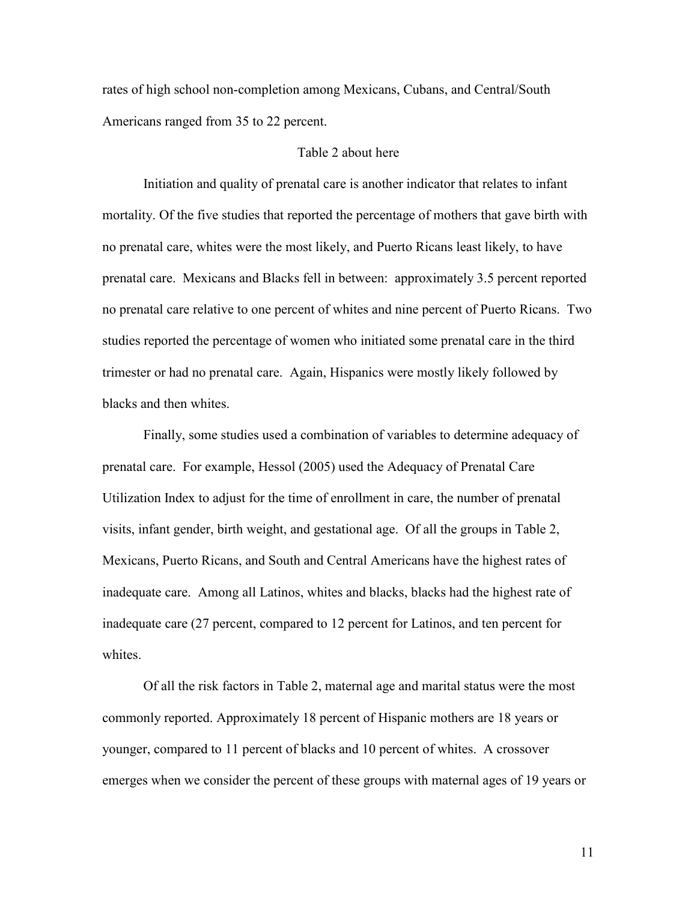rates of high school non-completion among Mexicans, Cubans, and Central/South Americans ranged from 35 to 22 percent.

Table 2 about here

Initiation and quality of prenatal care is another indicator that relates to infant mortality. Of the five studies that reported the percentage of mothers that gave birth with no prenatal care, whites were the most likely, and Puerto Ricans least likely, to have prenatal care. Mexicans and Blacks fell in between: approximately 3.5 percent reported no prenatal care relative to one percent of whites and nine percent of Puerto Ricans. Two studies reported the percentage of women who initiated some prenatal care in the third trimester or had no prenatal care. Again, Hispanics were mostly likely followed by blacks and then whites.

Finally, some studies used a combination of variables to determine adequacy of prenatal care. For example, Hessol (2005) used the Adequacy of Prenatal Care Utilization Index to adjust for the time of enrollment in care, the number of prenatal visits, infant gender, birth weight, and gestational age. Of all the groups in Table 2, Mexicans, Puerto Ricans, and South and Central Americans have the highest rates of inadequate care. Among all Latinos, whites and blacks, blacks had the highest rate of inadequate care (27 percent, compared to 12 percent for Latinos, and ten percent for whites.

Of all the risk factors in Table 2, maternal age and marital status were the most commonly reported. Approximately 18 percent of Hispanic mothers are 18 years or younger, compared to 11 percent of blacks and 10 percent of whites. A crossover emerges when we consider the percent of these groups with maternal ages of 19 years or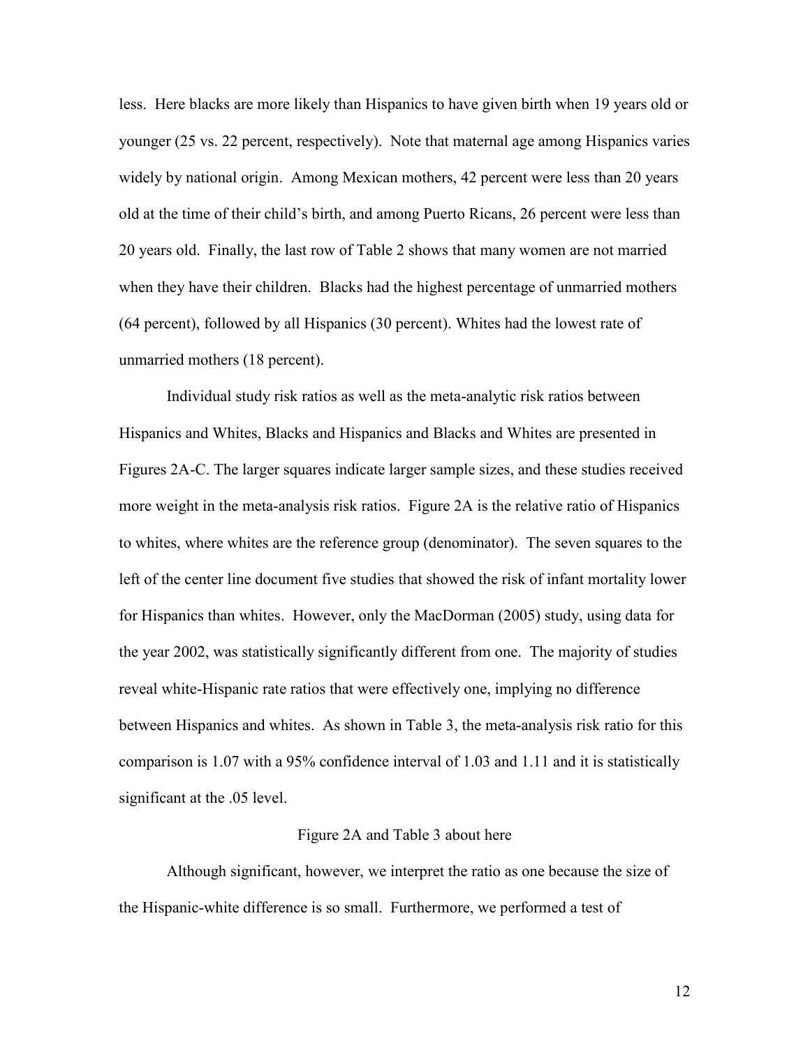less. Here blacks are more likely than Hispanics to have given birth when 19 years old or younger (25 vs. 22 percent, respectively). Note that maternal age among Hispanics varies widely by national origin. Among Mexican mothers, 42 percent were less than 20 years old at the time of their child's birth, and among Puerto Ricans, 26 percent were less than 20 years old. Finally, the last row of Table 2 shows that many women are not married when they have their children. Blacks had the highest percentage of unmarried mothers (64 percent), followed by all Hispanics (30 percent). Whites had the lowest rate of unmarried mothers (18 percent).

Individual study risk ratios as well as the meta-analytic risk ratios between Hispanics and Whites, Blacks and Hispanics and Blacks and Whites are presented in Figures 2A-C. The larger squares indicate larger sample sizes, and these studies received more weight in the meta-analysis risk ratios. Figure 2A is the relative ratio of Hispanics to whites, where whites are the reference group (denominator). The seven squares to the left of the center line document five studies that showed the risk of infant mortality lower for Hispanics than whites. However, only the MacDorman (2005) study, using data for the year 2002, was statistically significantly different from one. The majority of studies reveal white-Hispanic rate ratios that were effectively one, implying no difference between Hispanics and whites. As shown in Table 3, the meta-analysis risk ratio for this comparison is 1.07 with a 95% confidence interval of 1.03 and 1.11 and it is statistically significant at the .05 level.

Figure 2A and Table 3 about here

Although significant, however, we interpret the ratio as one because the size of the Hispanic-white difference is so small. Furthermore, we performed a test of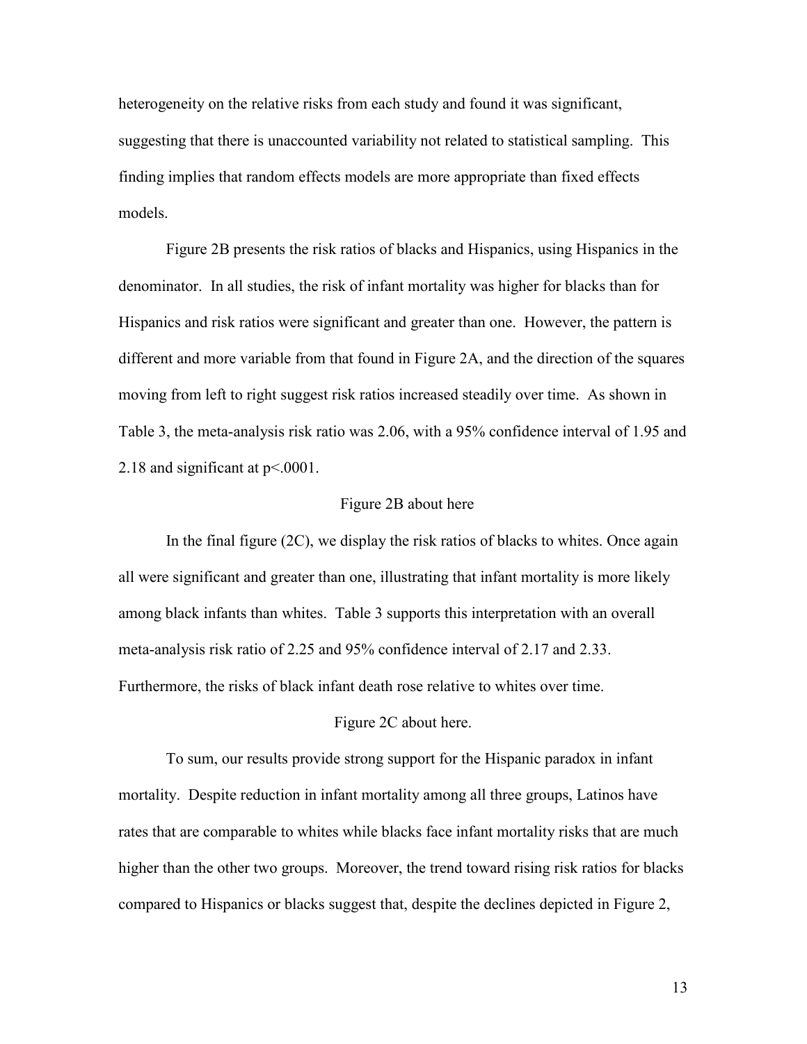heterogeneity on the relative risks from each study and found it was significant, suggesting that there is unaccounted variability not related to statistical sampling. This finding implies that random effects models are more appropriate than fixed effects models.

Figure 2B presents the risk ratios of blacks and Hispanics, using Hispanics in the denominator. In all studies, the risk of infant mortality was higher for blacks than for Hispanics and risk ratios were significant and greater than one. However, the pattern is different and more variable from that found in Figure 2A, and the direction of the squares moving from left to right suggest risk ratios increased steadily over time. As shown in Table 3, the meta-analysis risk ratio was 2.06, with a 95% confidence interval of 1.95 and 2.18 and significant at $p<.0001$.

Figure 2B about here

In the final figure (2C), we display the risk ratios of blacks to whites. Once again all were significant and greater than one, illustrating that infant mortality is more likely among black infants than whites. Table 3 supports this interpretation with an overall meta-analysis risk ratio of 2.25 and 95% confidence interval of 2.17 and 2.33. Furthermore, the risks of black infant death rose relative to whites over time.

Figure 2C about here.

To sum, our results provide strong support for the Hispanic paradox in infant mortality. Despite reduction in infant mortality among all three groups, Latinos have rates that are comparable to whites while blacks face infant mortality risks that are much higher than the other two groups. Moreover, the trend toward rising risk ratios for blacks compared to Hispanics or blacks suggest that, despite the declines depicted in Figure 2,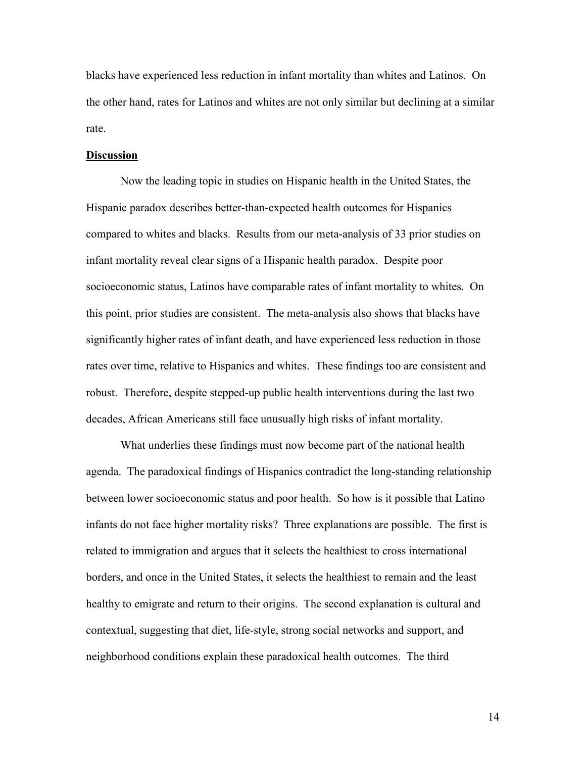blacks have experienced less reduction in infant mortality than whites and Latinos. On the other hand, rates for Latinos and whites are not only similar but declining at a similar rate.

## Discussion

Now the leading topic in studies on Hispanic health in the United States, the Hispanic paradox describes better-than-expected health outcomes for Hispanics compared to whites and blacks. Results from our meta-analysis of 33 prior studies on infant mortality reveal clear signs of a Hispanic health paradox. Despite poor socioeconomic status, Latinos have comparable rates of infant mortality to whites. On this point, prior studies are consistent. The meta-analysis also shows that blacks have significantly higher rates of infant death, and have experienced less reduction in those rates over time, relative to Hispanics and whites. These findings too are consistent and robust. Therefore, despite stepped-up public health interventions during the last two decades, African Americans still face unusually high risks of infant mortality.

What underlies these findings must now become part of the national health agenda. The paradoxical findings of Hispanics contradict the long-standing relationship between lower socioeconomic status and poor health. So how is it possible that Latino infants do not face higher mortality risks? Three explanations are possible. The first is related to immigration and argues that it selects the healthiest to cross international borders, and once in the United States, it selects the healthiest to remain and the least healthy to emigrate and return to their origins. The second explanation is cultural and contextual, suggesting that diet, life-style, strong social networks and support, and neighborhood conditions explain these paradoxical health outcomes. The third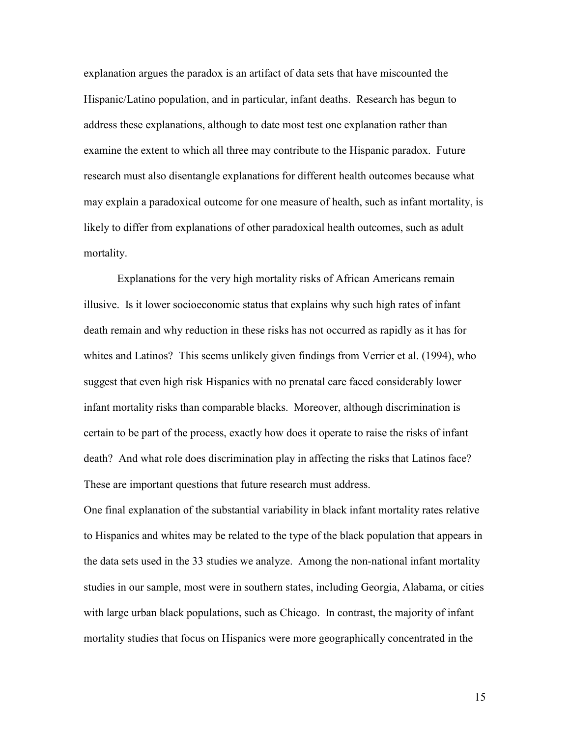explanation argues the paradox is an artifact of data sets that have miscounted the Hispanic/Latino population, and in particular, infant deaths. Research has begun to address these explanations, although to date most test one explanation rather than examine the extent to which all three may contribute to the Hispanic paradox. Future research must also disentangle explanations for different health outcomes because what may explain a paradoxical outcome for one measure of health, such as infant mortality, is likely to differ from explanations of other paradoxical health outcomes, such as adult mortality.

Explanations for the very high mortality risks of African Americans remain illusive. Is it lower socioeconomic status that explains why such high rates of infant death remain and why reduction in these risks has not occurred as rapidly as it has for whites and Latinos? This seems unlikely given findings from Verrier et al. (1994), who suggest that even high risk Hispanics with no prenatal care faced considerably lower infant mortality risks than comparable blacks. Moreover, although discrimination is certain to be part of the process, exactly how does it operate to raise the risks of infant death? And what role does discrimination play in affecting the risks that Latinos face? These are important questions that future research must address.

One final explanation of the substantial variability in black infant mortality rates relative to Hispanics and whites may be related to the type of the black population that appears in the data sets used in the 33 studies we analyze. Among the non-national infant mortality studies in our sample, most were in southern states, including Georgia, Alabama, or cities with large urban black populations, such as Chicago. In contrast, the majority of infant mortality studies that focus on Hispanics were more geographically concentrated in the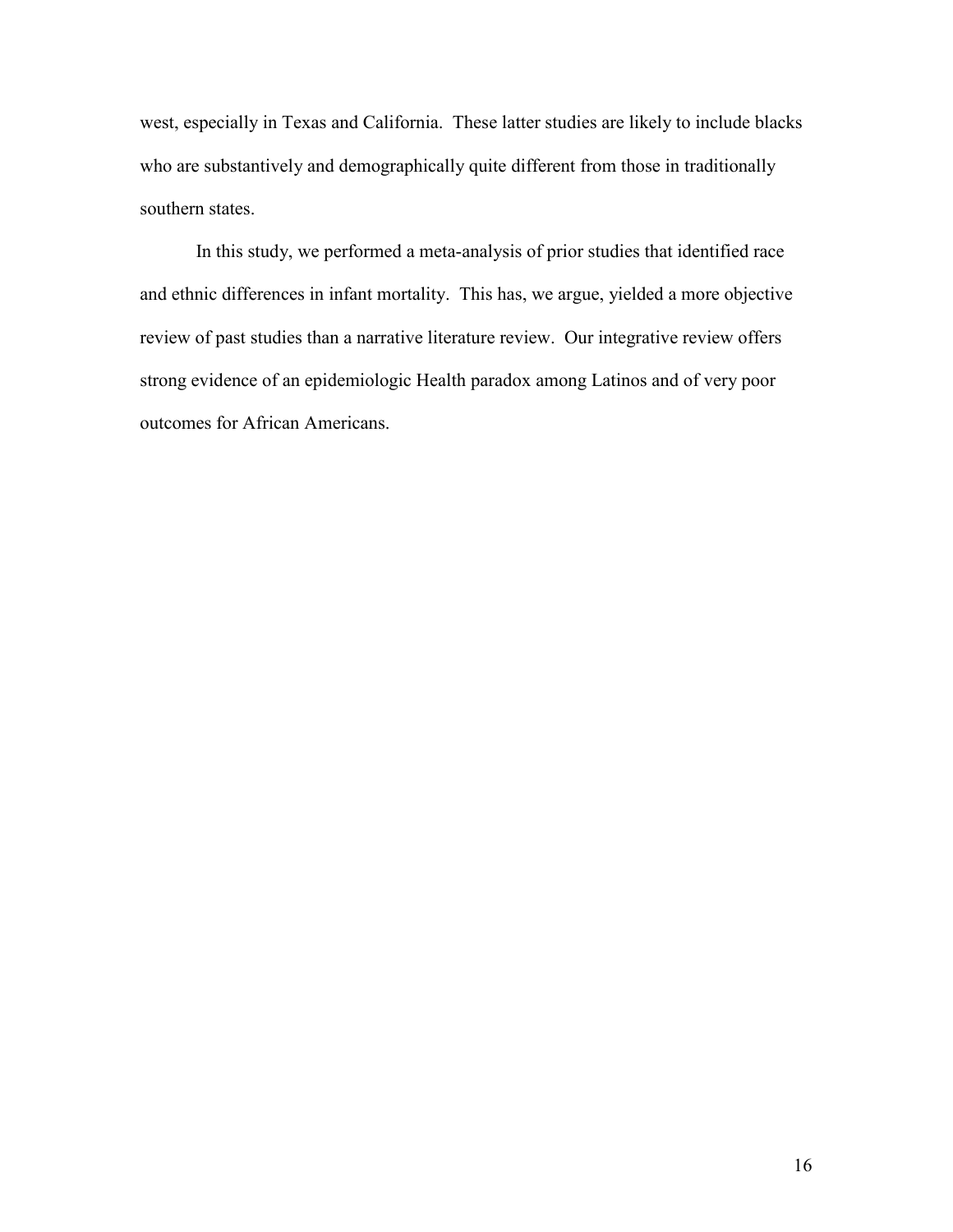west, especially in Texas and California. These latter studies are likely to include blacks who are substantively and demographically quite different from those in traditionally southern states.

In this study, we performed a meta-analysis of prior studies that identified race and ethnic differences in infant mortality. This has, we argue, yielded a more objective review of past studies than a narrative literature review. Our integrative review offers strong evidence of an epidemiologic Health paradox among Latinos and of very poor outcomes for African Americans.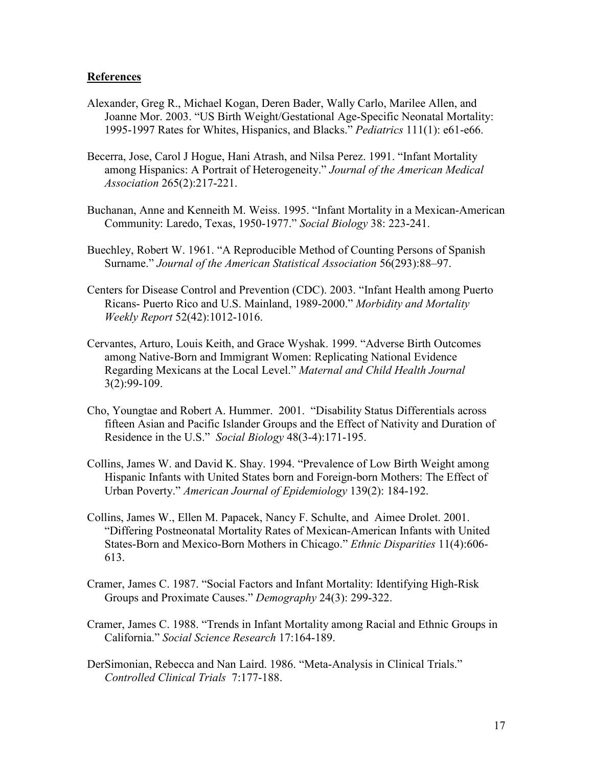## References

Alexander, Greg R., Michael Kogan, Deren Bader, Wally Carlo, Marilee Allen, and Joanne Mor. 2003. "US Birth Weight/Gestational Age-Specific Neonatal Mortality: 1995-1997 Rates for Whites, Hispanics, and Blacks." *Pediatrics* 111(1): e61-e66.

Becerra, Jose, Carol J Hogue, Hani Atrash, and Nilsa Perez. 1991. "Infant Mortality among Hispanics: A Portrait of Heterogeneity." *Journal of the American Medical Association* 265(2):217-221.

Buchanan, Anne and Kenneith M. Weiss. 1995. "Infant Mortality in a Mexican-American Community: Laredo, Texas, 1950-1977." *Social Biology* 38: 223-241.

Buechley, Robert W. 1961. "A Reproducible Method of Counting Persons of Spanish Surname." *Journal of the American Statistical Association* 56(293):88–97.

Centers for Disease Control and Prevention (CDC). 2003. "Infant Health among Puerto Ricans- Puerto Rico and U.S. Mainland, 1989-2000." *Morbidity and Mortality Weekly Report* 52(42):1012-1016.

Cervantes, Arturo, Louis Keith, and Grace Wyshak. 1999. "Adverse Birth Outcomes among Native-Born and Immigrant Women: Replicating National Evidence Regarding Mexicans at the Local Level." *Maternal and Child Health Journal* 3(2):99-109.

Cho, Youngtae and Robert A. Hummer. 2001. "Disability Status Differentials across fifteen Asian and Pacific Islander Groups and the Effect of Nativity and Duration of Residence in the U.S." *Social Biology* 48(3-4):171-195.

Collins, James W. and David K. Shay. 1994. "Prevalence of Low Birth Weight among Hispanic Infants with United States born and Foreign-born Mothers: The Effect of Urban Poverty." *American Journal of Epidemiology* 139(2): 184-192.

Collins, James W., Ellen M. Papacek, Nancy F. Schulte, and Aimee Drolet. 2001. "Differing Postneonatal Mortality Rates of Mexican-American Infants with United States-Born and Mexico-Born Mothers in Chicago." *Ethnic Disparities* 11(4):606-613.

Cramer, James C. 1987. "Social Factors and Infant Mortality: Identifying High-Risk Groups and Proximate Causes." *Demography* 24(3): 299-322.

Cramer, James C. 1988. "Trends in Infant Mortality among Racial and Ethnic Groups in California." *Social Science Research* 17:164-189.

DerSimonian, Rebecca and Nan Laird. 1986. "Meta-Analysis in Clinical Trials." *Controlled Clinical Trials* 7:177-188.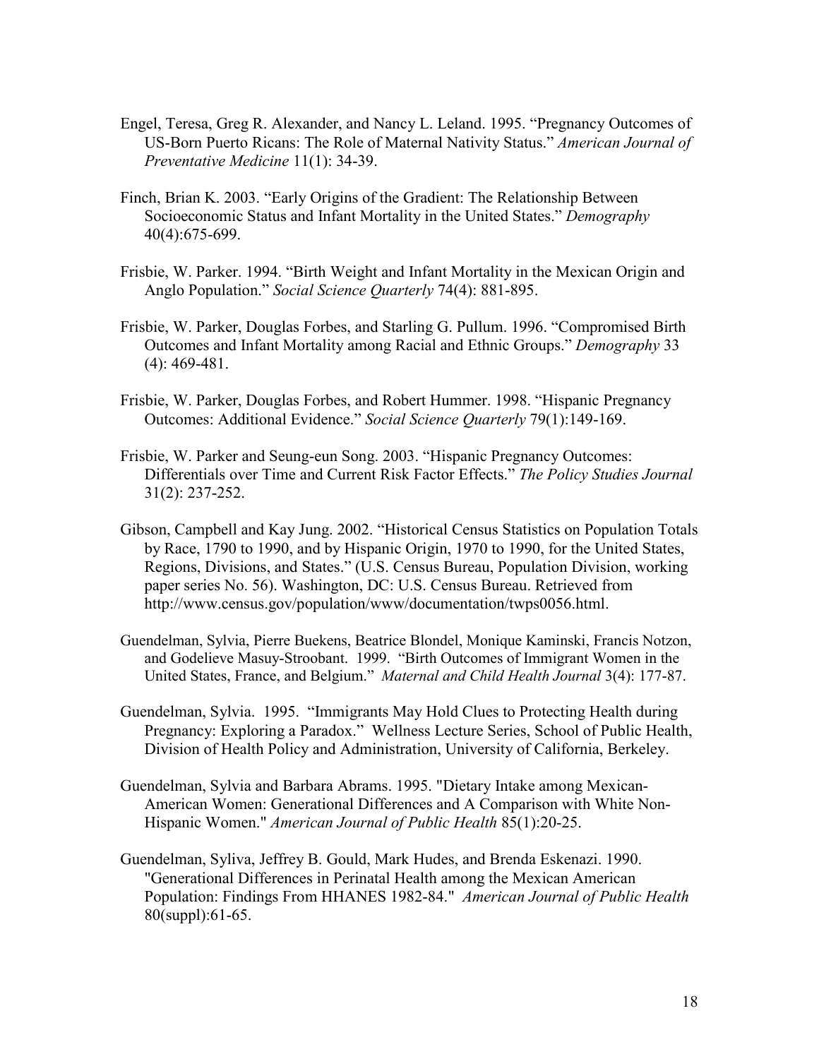Engel, Teresa, Greg R. Alexander, and Nancy L. Leland. 1995. "Pregnancy Outcomes of US-Born Puerto Ricans: The Role of Maternal Nativity Status." *American Journal of Preventative Medicine* 11(1): 34-39.

Finch, Brian K. 2003. "Early Origins of the Gradient: The Relationship Between Socioeconomic Status and Infant Mortality in the United States." *Demography* 40(4):675-699.

Frisbie, W. Parker. 1994. "Birth Weight and Infant Mortality in the Mexican Origin and Anglo Population." *Social Science Quarterly* 74(4): 881-895.

Frisbie, W. Parker, Douglas Forbes, and Starling G. Pullum. 1996. "Compromised Birth Outcomes and Infant Mortality among Racial and Ethnic Groups." *Demography* 33 (4): 469-481.

Frisbie, W. Parker, Douglas Forbes, and Robert Hummer. 1998. "Hispanic Pregnancy Outcomes: Additional Evidence." *Social Science Quarterly* 79(1):149-169.

Frisbie, W. Parker and Seung-eun Song. 2003. "Hispanic Pregnancy Outcomes: Differentials over Time and Current Risk Factor Effects." *The Policy Studies Journal* 31(2): 237-252.

Gibson, Campbell and Kay Jung. 2002. "Historical Census Statistics on Population Totals by Race, 1790 to 1990, and by Hispanic Origin, 1970 to 1990, for the United States, Regions, Divisions, and States." (U.S. Census Bureau, Population Division, working paper series No. 56). Washington, DC: U.S. Census Bureau. Retrieved from http://www.census.gov/population/www/documentation/twps0056.html.

Guendelman, Sylvia, Pierre Buekens, Beatrice Blondel, Monique Kaminski, Francis Notzon, and Godelieve Masuy-Stroobant. 1999. "Birth Outcomes of Immigrant Women in the United States, France, and Belgium." *Maternal and Child Health Journal* 3(4): 177-87.

Guendelman, Sylvia. 1995. "Immigrants May Hold Clues to Protecting Health during Pregnancy: Exploring a Paradox." Wellness Lecture Series, School of Public Health, Division of Health Policy and Administration, University of California, Berkeley.

Guendelman, Sylvia and Barbara Abrams. 1995. "Dietary Intake among Mexican-American Women: Generational Differences and A Comparison with White Non-Hispanic Women." *American Journal of Public Health* 85(1):20-25.

Guendelman, Syliva, Jeffrey B. Gould, Mark Hudes, and Brenda Eskenazi. 1990. "Generational Differences in Perinatal Health among the Mexican American Population: Findings From HHANES 1982-84." *American Journal of Public Health* 80(suppl):61-65.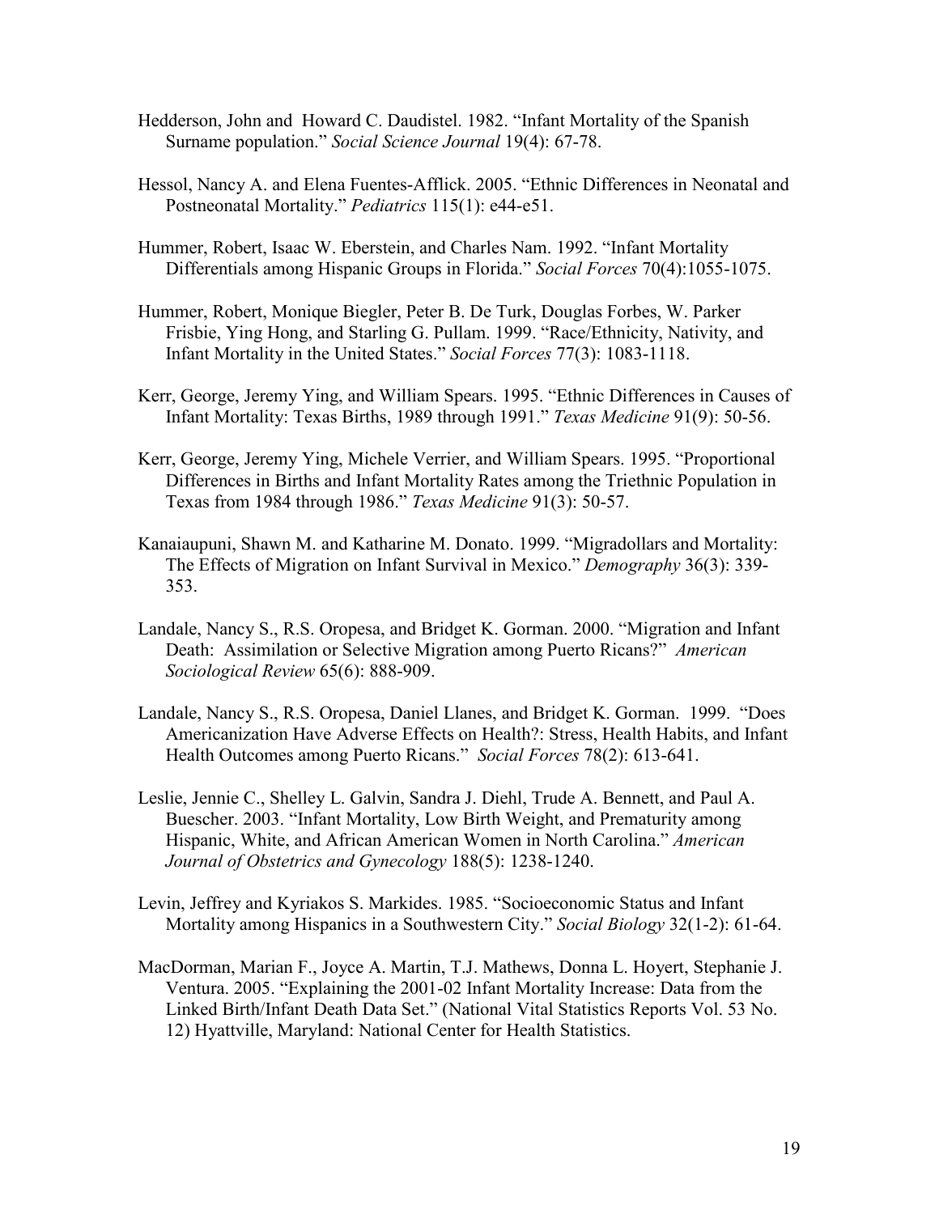Hedderson, John and Howard C. Daudistel. 1982. "Infant Mortality of the Spanish Surname population." *Social Science Journal* 19(4): 67-78.

Hessol, Nancy A. and Elena Fuentes-Afflick. 2005. "Ethnic Differences in Neonatal and Postneonatal Mortality." *Pediatrics* 115(1): e44-e51.

Hummer, Robert, Isaac W. Eberstein, and Charles Nam. 1992. "Infant Mortality Differentials among Hispanic Groups in Florida." *Social Forces* 70(4):1055-1075.

Hummer, Robert, Monique Biegler, Peter B. De Turk, Douglas Forbes, W. Parker Frisbie, Ying Hong, and Starling G. Pullam. 1999. "Race/Ethnicity, Nativity, and Infant Mortality in the United States." *Social Forces* 77(3): 1083-1118.

Kerr, George, Jeremy Ying, and William Spears. 1995. "Ethnic Differences in Causes of Infant Mortality: Texas Births, 1989 through 1991." *Texas Medicine* 91(9): 50-56.

Kerr, George, Jeremy Ying, Michele Verrier, and William Spears. 1995. "Proportional Differences in Births and Infant Mortality Rates among the Triethnic Population in Texas from 1984 through 1986." *Texas Medicine* 91(3): 50-57.

Kanaiaupuni, Shawn M. and Katharine M. Donato. 1999. "Migradollars and Mortality: The Effects of Migration on Infant Survival in Mexico." *Demography* 36(3): 339-353.

Landale, Nancy S., R.S. Oropesa, and Bridget K. Gorman. 2000. "Migration and Infant Death: Assimilation or Selective Migration among Puerto Ricans?" *American Sociological Review* 65(6): 888-909.

Landale, Nancy S., R.S. Oropesa, Daniel Llanes, and Bridget K. Gorman. 1999. "Does Americanization Have Adverse Effects on Health?: Stress, Health Habits, and Infant Health Outcomes among Puerto Ricans." *Social Forces* 78(2): 613-641.

Leslie, Jennie C., Shelley L. Galvin, Sandra J. Diehl, Trude A. Bennett, and Paul A. Buescher. 2003. "Infant Mortality, Low Birth Weight, and Prematurity among Hispanic, White, and African American Women in North Carolina." *American Journal of Obstetrics and Gynecology* 188(5): 1238-1240.

Levin, Jeffrey and Kyriakos S. Markides. 1985. "Socioeconomic Status and Infant Mortality among Hispanics in a Southwestern City." *Social Biology* 32(1-2): 61-64.

MacDorman, Marian F., Joyce A. Martin, T.J. Mathews, Donna L. Hoyert, Stephanie J. Ventura. 2005. "Explaining the 2001-02 Infant Mortality Increase: Data from the Linked Birth/Infant Death Data Set." (National Vital Statistics Reports Vol. 53 No. 12) Hyattville, Maryland: National Center for Health Statistics.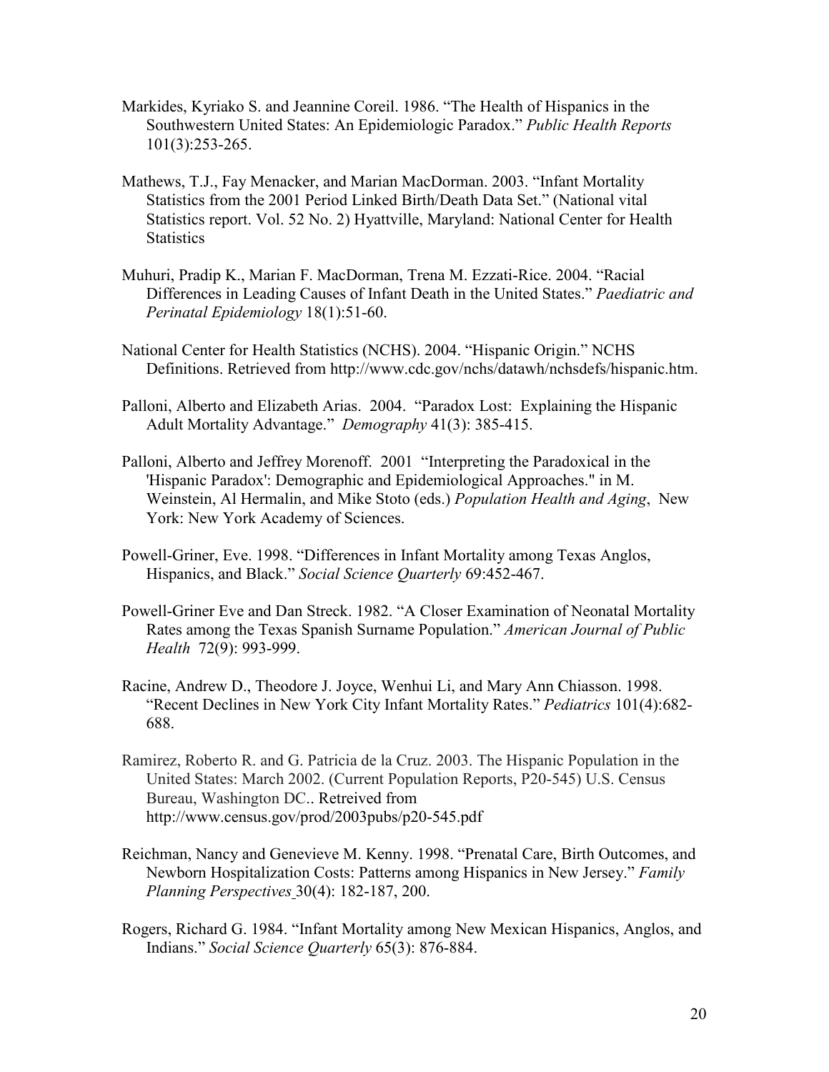Markides, Kyriako S. and Jeannine Coreil. 1986. “The Health of Hispanics in the Southwestern United States: An Epidemiologic Paradox.” *Public Health Reports* 101(3):253-265.

Mathews, T.J., Fay Menacker, and Marian MacDorman. 2003. “Infant Mortality Statistics from the 2001 Period Linked Birth/Death Data Set.” (National vital Statistics report. Vol. 52 No. 2) Hyattville, Maryland: National Center for Health Statistics

Muhuri, Pradip K., Marian F. MacDorman, Trena M. Ezzati-Rice. 2004. “Racial Differences in Leading Causes of Infant Death in the United States.” *Paediatric and Perinatal Epidemiology* 18(1):51-60.

National Center for Health Statistics (NCHS). 2004. “Hispanic Origin.” NCHS Definitions. Retrieved from http://www.cdc.gov/nchs/datawh/nchsdefs/hispanic.htm.

Palloni, Alberto and Elizabeth Arias. 2004. “Paradox Lost: Explaining the Hispanic Adult Mortality Advantage.” *Demography* 41(3): 385-415.

Palloni, Alberto and Jeffrey Morenoff. 2001 “Interpreting the Paradoxical in the 'Hispanic Paradox': Demographic and Epidemiological Approaches." in M. Weinstein, Al Hermalin, and Mike Stoto (eds.) *Population Health and Aging*, New York: New York Academy of Sciences.

Powell-Griner, Eve. 1998. “Differences in Infant Mortality among Texas Anglos, Hispanics, and Black.” *Social Science Quarterly* 69:452-467.

Powell-Griner Eve and Dan Streck. 1982. “A Closer Examination of Neonatal Mortality Rates among the Texas Spanish Surname Population.” *American Journal of Public Health* 72(9): 993-999.

Racine, Andrew D., Theodore J. Joyce, Wenhui Li, and Mary Ann Chiasson. 1998. “Recent Declines in New York City Infant Mortality Rates.” *Pediatrics* 101(4):682-688.

Ramirez, Roberto R. and G. Patricia de la Cruz. 2003. The Hispanic Population in the United States: March 2002. (Current Population Reports, P20-545) U.S. Census Bureau, Washington DC.. Retreived from http://www.census.gov/prod/2003pubs/p20-545.pdf

Reichman, Nancy and Genevieve M. Kenny. 1998. “Prenatal Care, Birth Outcomes, and Newborn Hospitalization Costs: Patterns among Hispanics in New Jersey.” *Family Planning Perspectives* 30(4): 182-187, 200.

Rogers, Richard G. 1984. “Infant Mortality among New Mexican Hispanics, Anglos, and Indians.” *Social Science Quarterly* 65(3): 876-884.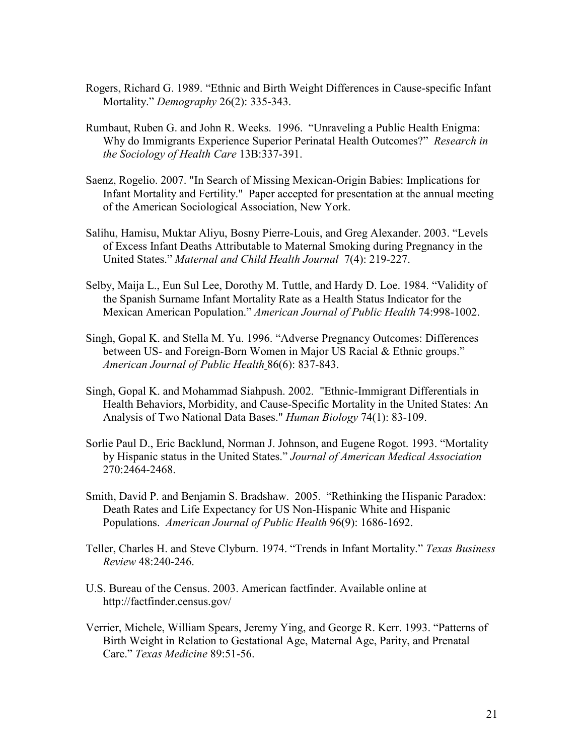Rogers, Richard G. 1989. "Ethnic and Birth Weight Differences in Cause-specific Infant Mortality." *Demography* 26(2): 335-343.

Rumbaut, Ruben G. and John R. Weeks. 1996. "Unraveling a Public Health Enigma: Why do Immigrants Experience Superior Perinatal Health Outcomes?" *Research in the Sociology of Health Care* 13B:337-391.

Saenz, Rogelio. 2007. "In Search of Missing Mexican-Origin Babies: Implications for Infant Mortality and Fertility." Paper accepted for presentation at the annual meeting of the American Sociological Association, New York.

Salihu, Hamisu, Muktar Aliyu, Bosny Pierre-Louis, and Greg Alexander. 2003. "Levels of Excess Infant Deaths Attributable to Maternal Smoking during Pregnancy in the United States." *Maternal and Child Health Journal* 7(4): 219-227.

Selby, Maija L., Eun Sul Lee, Dorothy M. Tuttle, and Hardy D. Loe. 1984. "Validity of the Spanish Surname Infant Mortality Rate as a Health Status Indicator for the Mexican American Population." *American Journal of Public Health* 74:998-1002.

Singh, Gopal K. and Stella M. Yu. 1996. "Adverse Pregnancy Outcomes: Differences between US- and Foreign-Born Women in Major US Racial & Ethnic groups." *American Journal of Public Health* 86(6): 837-843.

Singh, Gopal K. and Mohammad Siahpush. 2002. "Ethnic-Immigrant Differentials in Health Behaviors, Morbidity, and Cause-Specific Mortality in the United States: An Analysis of Two National Data Bases." *Human Biology* 74(1): 83-109.

Sorlie Paul D., Eric Backlund, Norman J. Johnson, and Eugene Rogot. 1993. "Mortality by Hispanic status in the United States." *Journal of American Medical Association* 270:2464-2468.

Smith, David P. and Benjamin S. Bradshaw. 2005. "Rethinking the Hispanic Paradox: Death Rates and Life Expectancy for US Non-Hispanic White and Hispanic Populations. *American Journal of Public Health* 96(9): 1686-1692.

Teller, Charles H. and Steve Clyburn. 1974. "Trends in Infant Mortality." *Texas Business Review* 48:240-246.

U.S. Bureau of the Census. 2003. American factfinder. Available online at http://factfinder.census.gov/

Verrier, Michele, William Spears, Jeremy Ying, and George R. Kerr. 1993. "Patterns of Birth Weight in Relation to Gestational Age, Maternal Age, Parity, and Prenatal Care." *Texas Medicine* 89:51-56.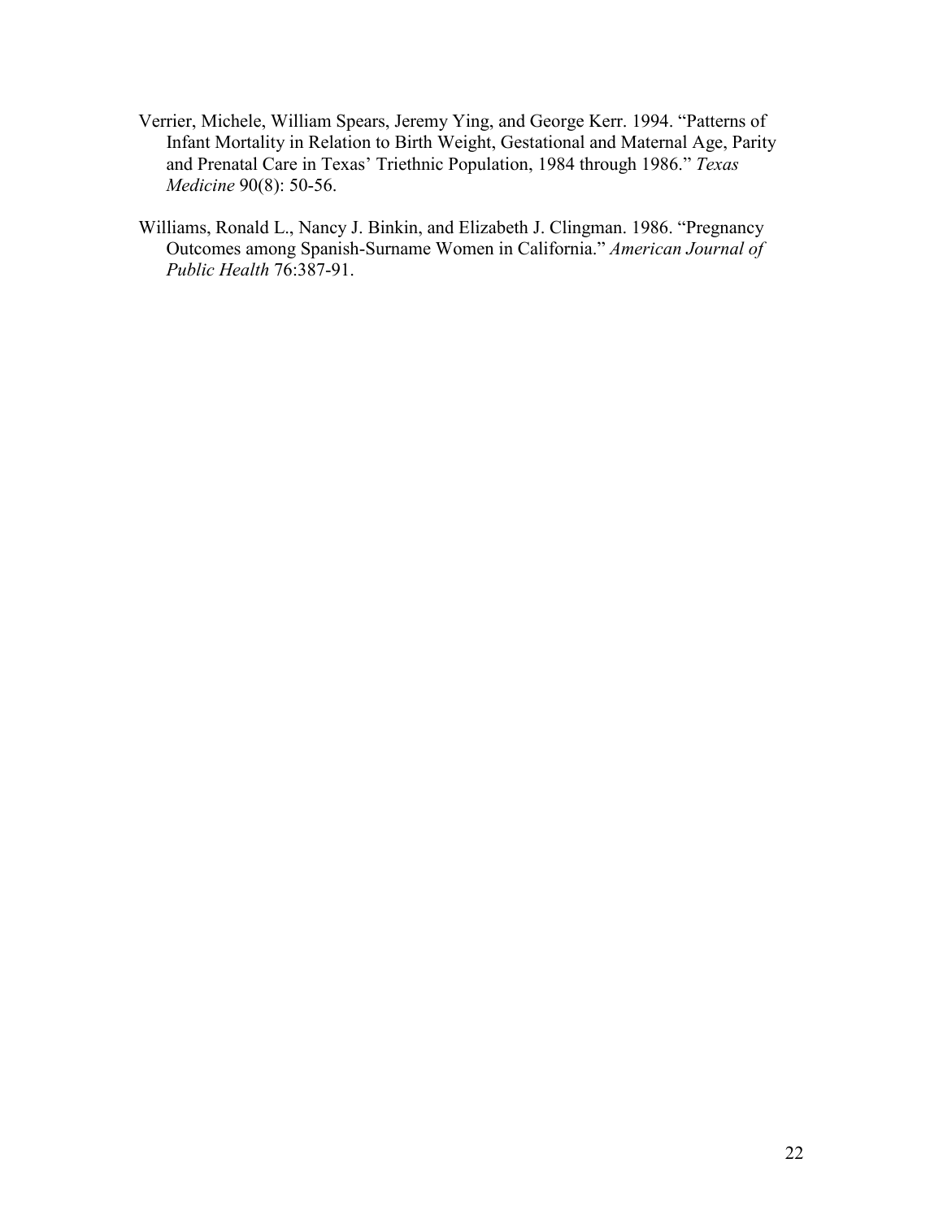Verrier, Michele, William Spears, Jeremy Ying, and George Kerr. 1994. "Patterns of Infant Mortality in Relation to Birth Weight, Gestational and Maternal Age, Parity and Prenatal Care in Texas' Triethnic Population, 1984 through 1986." *Texas Medicine* 90(8): 50-56.

Williams, Ronald L., Nancy J. Binkin, and Elizabeth J. Clingman. 1986. "Pregnancy Outcomes among Spanish-Surname Women in California." *American Journal of Public Health* 76:387-91.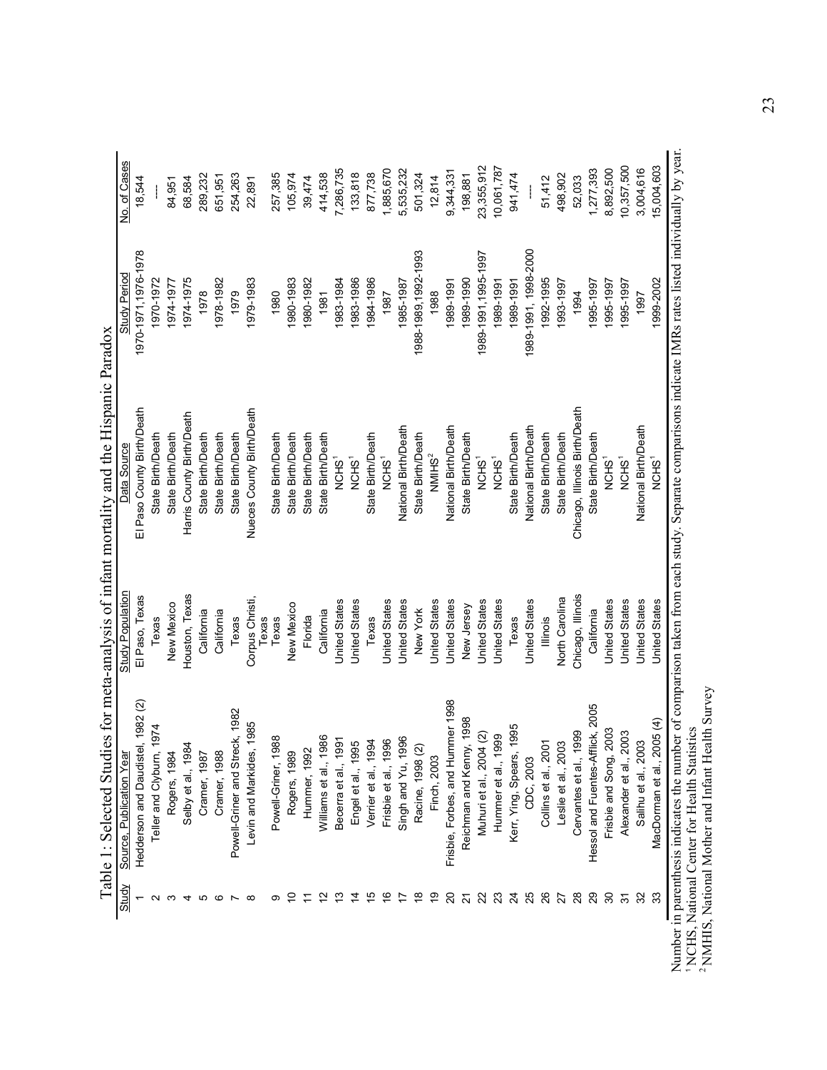Table 1: Selected Studies for meta-analysis of infant mortality and the Hispanic Paradox

| Study | Source, Publication Year | Study Population | Data Source | Study Period | No. of Cases |
|---|---|---|---|---|---|
| 1 | Hedderson and Daudistel, 1982 (2) | El Paso, Texas | El Paso County Birth/Death | 1970-1971,1976-1978 | 18,544 |
| 2 | Teller and Clyburn, 1974 | Texas | State Birth/Death | 1970-1972 | ---- |
| 3 | Rogers, 1984 | New Mexico | State Birth/Death | 1974-1977 | 84,951 |
| 4 | Selby et al., 1984 | Houston, Texas | Harris County Birth/Death | 1974-1975 | 68,584 |
| 5 | Cramer, 1987 | California | State Birth/Death | 1978 | 289,232 |
| 6 | Cramer, 1988 | California | State Birth/Death | 1978-1982 | 651,951 |
| 7 | Powell-Griner and Streck, 1982 | Texas | State Birth/Death | 1979 | 254,263 |
| 8 | Levin and Markides, 1985 | Corpus Christi, Texas | Nueces County Birth/Death | 1979-1983 | 22,891 |
| 9 | Powell-Griner, 1988 | Texas | State Birth/Death | 1980 | 257,385 |
| 10 | Rogers, 1989 | New Mexico | State Birth/Death | 1980-1983 | 105,974 |
| 11 | Hummer, 1992 | Florida | State Birth/Death | 1980-1982 | 39,474 |
| 12 | Williams et al., 1986 | California | State Birth/Death | 1981 | 414,538 |
| 13 | Becerra et al., 1991 | United States | NCHS[1] | 1983-1984 | 7,286,735 |
| 14 | Engel et al., 1995 | United States | NCHS[1] | 1983-1986 | 133,818 |
| 15 | Verrier et al., 1994 | Texas | State Birth/Death | 1984-1986 | 877,738 |
| 16 | Frisbie et al., 1996 | United States | NCHS[1] | 1987 | 1,885,670 |
| 17 | Singh and Yu, 1996 | United States | National Birth/Death | 1985-1987 | 5,535,232 |
| 18 | Racine, 1998 (2) | New York | State Birth/Death | 1988-1989,1992-1993 | 501,324 |
| 19 | Finch, 2003 | United States | NMIHS[2] | 1988 | 12,814 |
| 20 | Frisbie, Forbes, and Hummer 1998 | United States | National Birth/Death | 1989-1991 | 9,344,331 |
| 21 | Reichman and Kenny, 1998 | New Jersey | State Birth/Death | 1989-1990 | 198,881 |
| 22 | Muhuri et al., 2004 (2) | United States | NCHS[1] | 1989-1991,1995-1997 | 23,355,912 |
| 23 | Hummer et al., 1999 | United States | NCHS[1] | 1989-1991 | 10,061,787 |
| 24 | Kerr, Ying, Spears, 1995 | Texas | State Birth/Death | 1989-1991 | 941,474 |
| 25 | CDC, 2003 | United States | National Birth/Death | 1989-1991, 1998-2000 | ---- |
| 26 | Collins et al., 2001 | Illinois | State Birth/Death | 1992-1995 | 51,412 |
| 27 | Leslie et al., 2003 | North Carolina | State Birth/Death | 1993-1997 | 498,902 |
| 28 | Cervantes et al., 1999 | Chicago, Illinois | Chicago, Illinois Birth/Death | 1994 | 52,033 |
| 29 | Hessol and Fuentes-Afflick, 2005 | California | State Birth/Death | 1995-1997 | 1,277,393 |
| 30 | Frisbie and Song, 2003 | United States | NCHS[1] | 1995-1997 | 8,892,500 |
| 31 | Alexander et al., 2003 | United States | NCHS[1] | 1995-1997 | 10,357,500 |
| 32 | Sailhu et al., 2003 | United States | National Birth/Death | 1997 | 3,004,616 |
| 33 | MacDorman et al., 2005 (4) | United States | NCHS[1] | 1999-2002 | 15,004,603 |

Number in parenthesis indicates the number of comparison taken from each study. Separate comparisons indicate IMRs rates listed individually by year.
[1] NCHS, National Center for Health Statistics
[2] NMHIS, National Mother and Infant Health Survey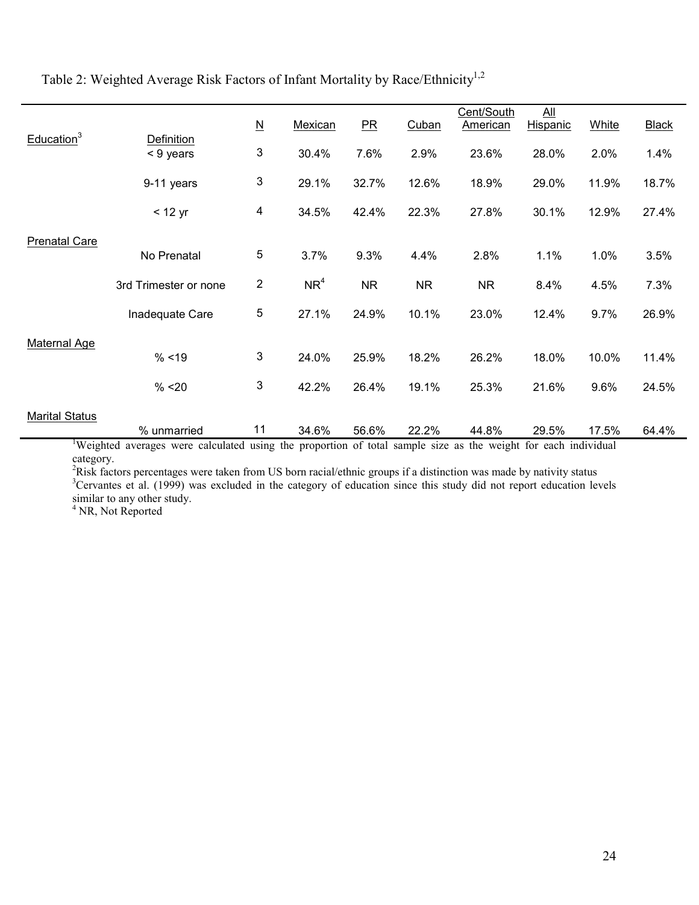Table 2: Weighted Average Risk Factors of Infant Mortality by Race/Ethnicity[1,2]

| | Definition | N | Mexican | PR | Cuban | Cent/South American | All Hispanic | White | Black |
|---|---|---|---|---|---|---|---|---|---|
| Education[3] | < 9 years | 3 | 30.4% | 7.6% | 2.9% | 23.6% | 28.0% | 2.0% | 1.4% |
| | 9-11 years | 3 | 29.1% | 32.7% | 12.6% | 18.9% | 29.0% | 11.9% | 18.7% |
| | < 12 yr | 4 | 34.5% | 42.4% | 22.3% | 27.8% | 30.1% | 12.9% | 27.4% |
| Prenatal Care | No Prenatal | 5 | 3.7% | 9.3% | 4.4% | 2.8% | 1.1% | 1.0% | 3.5% |
| | 3rd Trimester or none | 2 | NR[4] | NR | NR | NR | 8.4% | 4.5% | 7.3% |
| | Inadequate Care | 5 | 27.1% | 24.9% | 10.1% | 23.0% | 12.4% | 9.7% | 26.9% |
| Maternal Age | % <19 | 3 | 24.0% | 25.9% | 18.2% | 26.2% | 18.0% | 10.0% | 11.4% |
| | % <20 | 3 | 42.2% | 26.4% | 19.1% | 25.3% | 21.6% | 9.6% | 24.5% |
| Marital Status | % unmarried | 11 | 34.6% | 56.6% | 22.2% | 44.8% | 29.5% | 17.5% | 64.4% |

[1]Weighted averages were calculated using the proportion of total sample size as the weight for each individual category.

[2]Risk factors percentages were taken from US born racial/ethnic groups if a distinction was made by nativity status

[3]Cervantes et al. (1999) was excluded in the category of education since this study did not report education levels similar to any other study.

[4] NR, Not Reported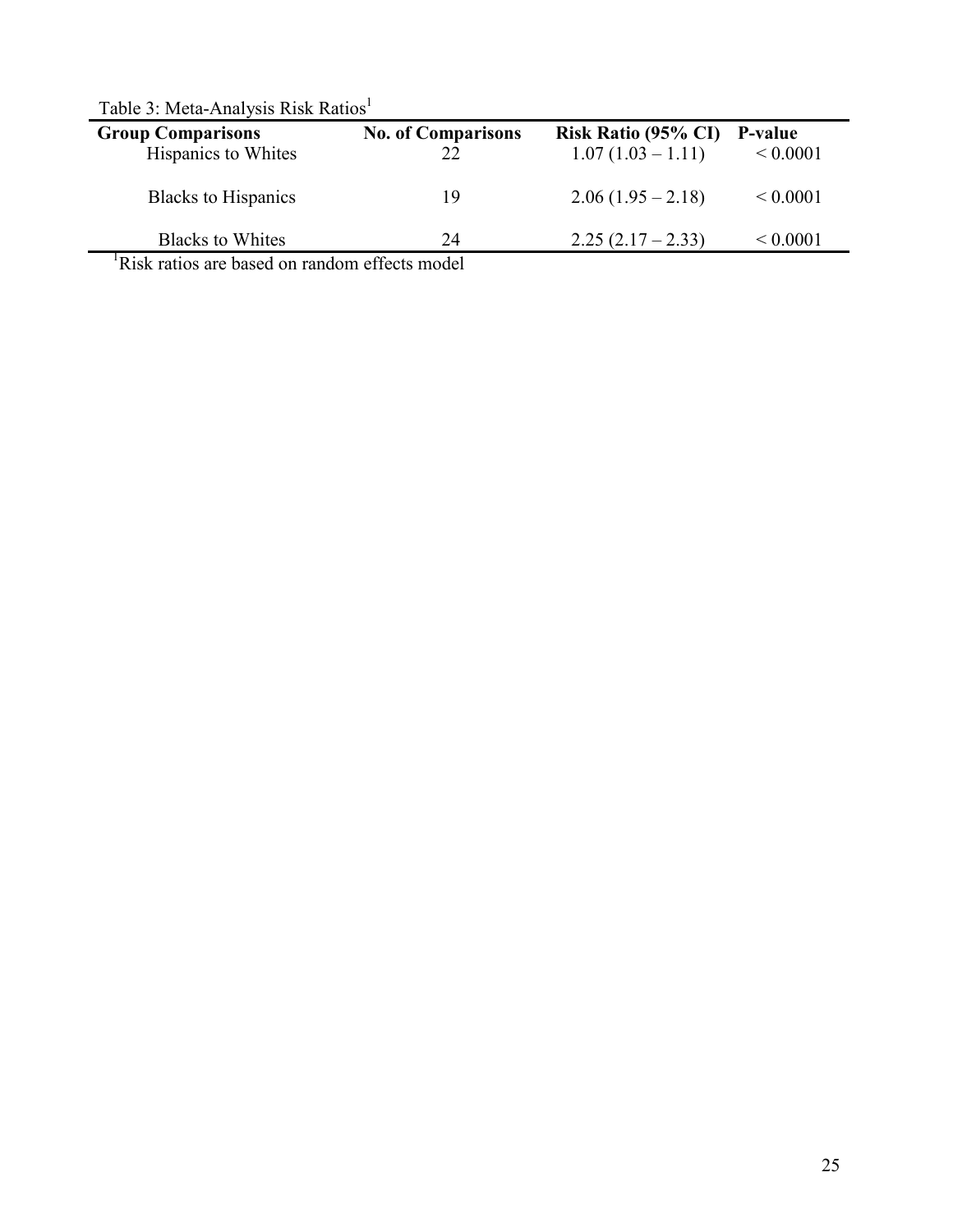Table 3: Meta-Analysis Risk Ratios[1]

| Group Comparisons | No. of Comparisons | Risk Ratio (95% CI) | P-value |
|---|---|---|---|
| Hispanics to Whites | 22 | 1.07 (1.03 – 1.11) | < 0.0001 |
| Blacks to Hispanics | 19 | 2.06 (1.95 – 2.18) | < 0.0001 |
| Blacks to Whites | 24 | 2.25 (2.17 – 2.33) | < 0.0001 |

[1]Risk ratios are based on random effects model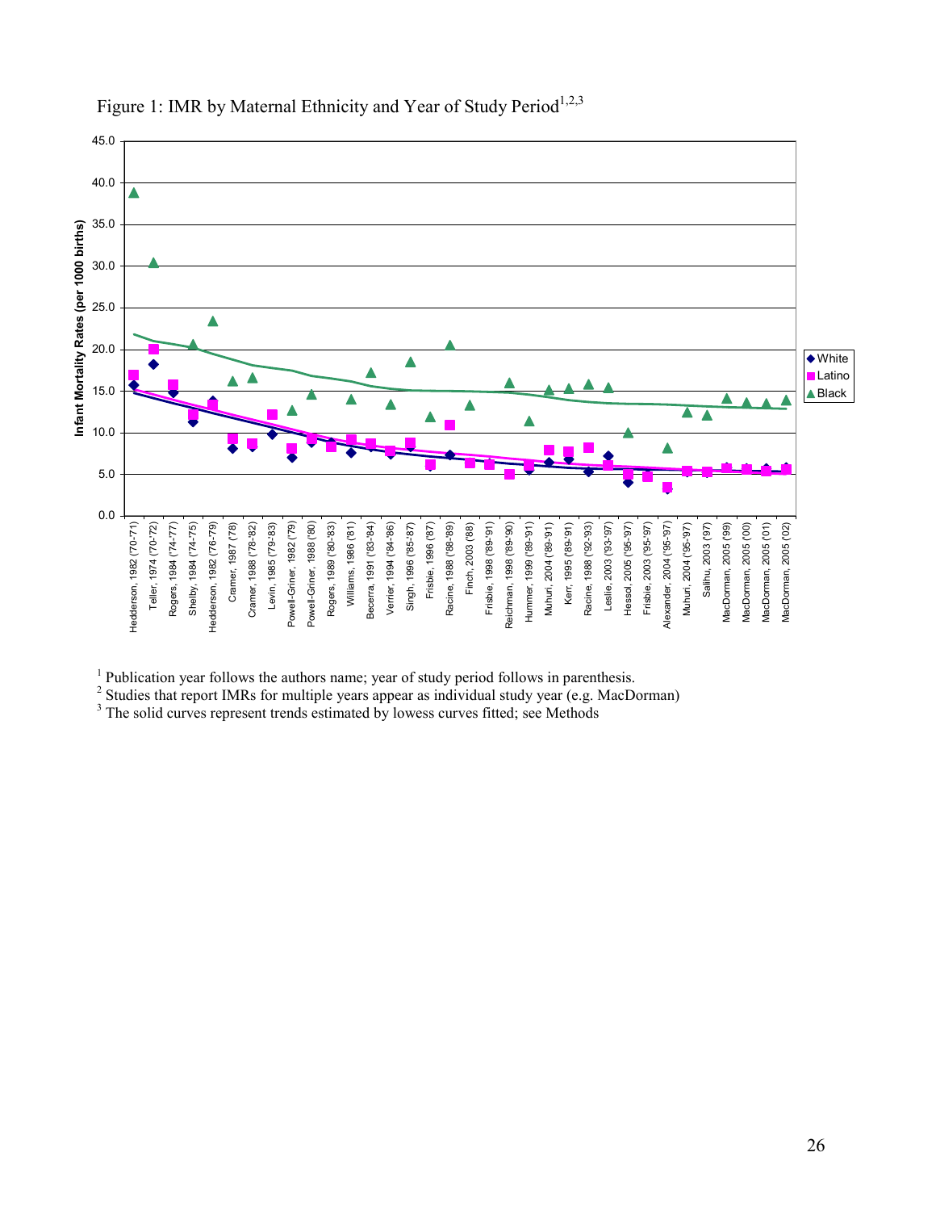Figure 1: IMR by Maternal Ethnicity and Year of Study Period[1,2,3]

[1] Publication year follows the authors name; year of study period follows in parenthesis.

[2] Studies that report IMRs for multiple years appear as individual study year (e.g. MacDorman)

[3] The solid curves represent trends estimated by lowess curves fitted; see Methods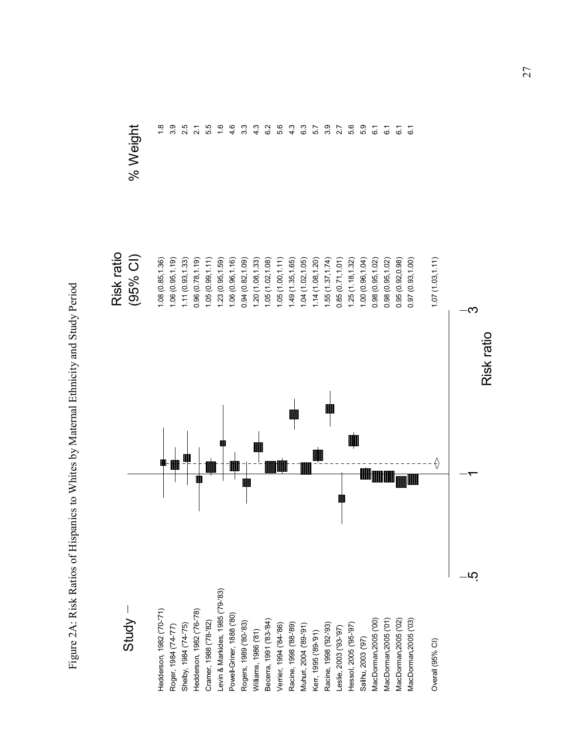Figure 2A: Risk Ratios of Hispanics to Whites by Maternal Ethnicity and Study Period

| Study | Risk ratio (95% CI) | % Weight |
|---|---|---|
| Hedderson, 1982 ('70-'71) | 1.08 (0.85,1.36) | 1.8 |
| Roger, 1984 ('74-'77) | 1.06 (0.95,1.19) | 3.9 |
| Shelby, 1984 ('74-'75) | 1.11 (0.93,1.33) | 2.5 |
| Hedderson, 1982 ('76-'78) | 0.96 (0.78,1.19) | 2.1 |
| Cramer, 1988 ('78-'82) | 1.05 (0.99,1.11) | 5.5 |
| Levin & Markides, 1985 ('79-'83) | 1.23 (0.95,1.59) | 1.6 |
| Powell-Griner, 1888 ('80) | 1.06 (0.96,1.16) | 4.6 |
| Rogers, 1989 ('80-'83) | 0.94 (0.82,1.09) | 3.3 |
| Williams, 1986 ('81) | 1.20 (1.08,1.33) | 4.3 |
| Becerra, 1991 ('83-'84) | 1.05 (1.02,1.08) | 6.2 |
| Verrier, 1994 ('84-'86) | 1.05 (1.00,1.11) | 5.6 |
| Racine, 1998 ('88-'89) | 1.49 (1.35,1.65) | 4.3 |
| Muhuri, 2004 ('89-'91) | 1.04 (1.02,1.05) | 6.3 |
| Kerr, 1995 ('89-'91) | 1.14 (1.08,1.20) | 5.7 |
| Racine, 1998 ('92-'93) | 1.55 (1.37,1.74) | 3.9 |
| Leslie, 2003 ('93-'97) | 0.85 (0.71,1.01) | 2.7 |
| Hessol, 2005 ('95-'97) | 1.25 (1.18,1.32) | 5.6 |
| Salihu, 2003 ('97) | 1.00 (0.96,1.04) | 5.9 |
| MacDorman,2005 ('00) | 0.98 (0.95,1.02) | 6.1 |
| MacDorman,2005 ('01) | 0.98 (0.95,1.02) | 6.1 |
| MacDorman,2005 ('02) | 0.95 (0.92,0.98) | 6.1 |
| MacDorman,2005 ('03) | 0.97 (0.93,1.00) | 6.1 |
| Overall (95% CI) | 1.07 (1.03,1.11) | |

Risk ratio (axis: .5, 1, 3)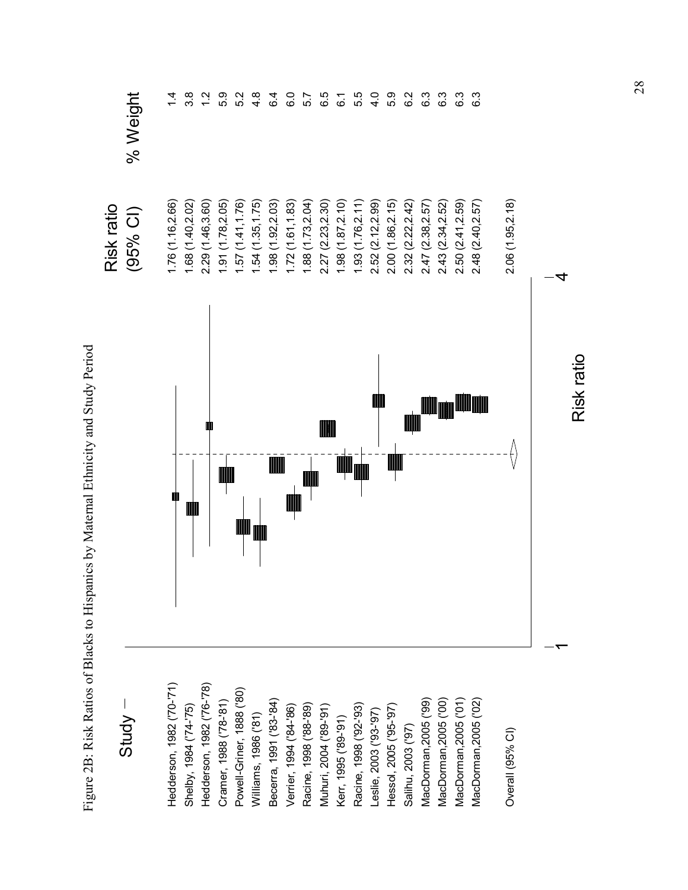Figure 2B: Risk Ratios of Blacks to Hispanics by Maternal Ethnicity and Study Period

| Study | Risk ratio (95% CI) | % Weight |
|---|---|---|
| Hedderson, 1982 ('70-'71) | 1.76 (1.16,2.66) | 1.4 |
| Shelby, 1984 ('74-'75) | 1.68 (1.40,2.02) | 3.8 |
| Hedderson, 1982 ('76-'78) | 2.29 (1.46,3.60) | 1.2 |
| Cramer, 1988 ('78-'81) | 1.91 (1.78,2.05) | 5.9 |
| Powell-Griner, 1888 ('80) | 1.57 (1.41,1.76) | 5.2 |
| Williams, 1986 ('81) | 1.54 (1.35,1.75) | 4.8 |
| Becerra, 1991 ('83-'84) | 1.98 (1.92,2.03) | 6.4 |
| Verrier, 1994 ('84-'86) | 1.72 (1.61,1.83) | 6.0 |
| Racine, 1998 ('88-'89) | 1.88 (1.73,2.04) | 5.7 |
| Muhuri, 2004 ('89-'91) | 2.27 (2.23,2.30) | 6.5 |
| Kerr, 1995 ('89-'91) | 1.98 (1.87,2.10) | 6.1 |
| Racine, 1998 ('92-'93) | 1.93 (1.76,2.11) | 5.5 |
| Leslie, 2003 ('93-'97) | 2.52 (2.12,2.99) | 4.0 |
| Hessol, 2005 ('95-'97) | 2.00 (1.86,2.15) | 5.9 |
| Salihu, 2003 ('97) | 2.32 (2.22,2.42) | 6.2 |
| MacDorman,2005 ('99) | 2.47 (2.38,2.57) | 6.3 |
| MacDorman,2005 ('00) | 2.43 (2.34,2.52) | 6.3 |
| MacDorman,2005 ('01) | 2.50 (2.41,2.59) | 6.3 |
| MacDorman,2005 ('02) | 2.48 (2.40,2.57) | 6.3 |
| Overall (95% CI) | 2.06 (1.95,2.18) | |

Risk ratio (axis: 1 to 4)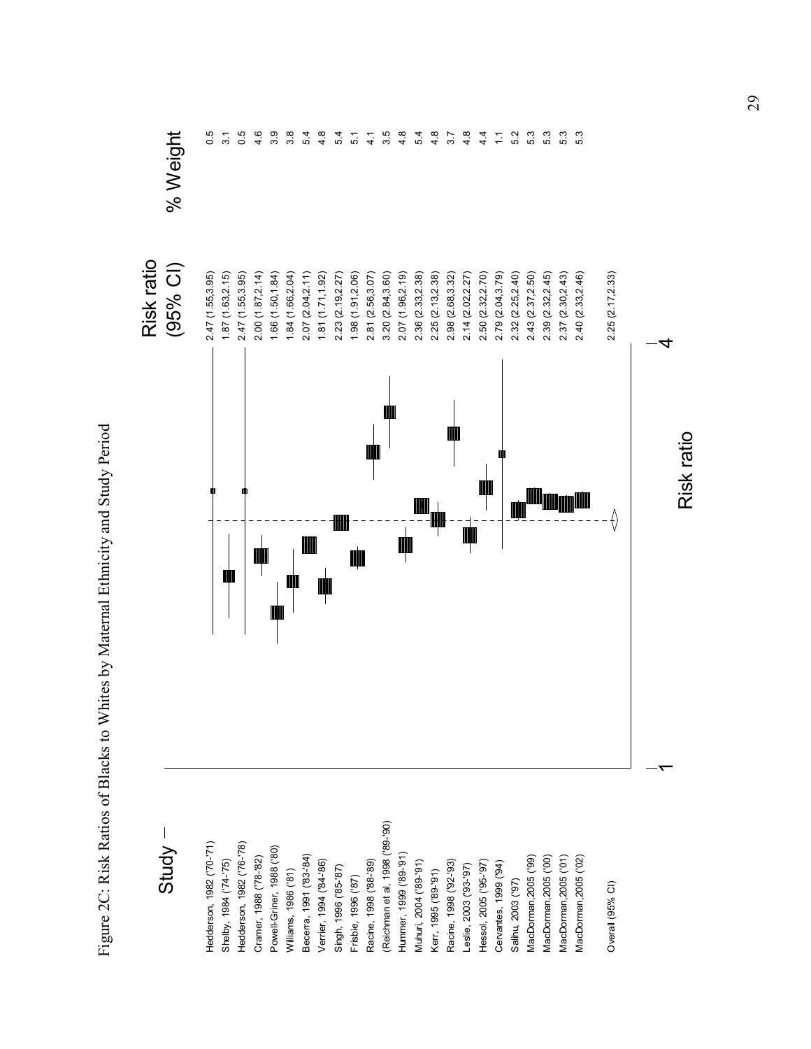Figure 2C: Risk Ratios of Blacks to Whites by Maternal Ethnicity and Study Period

Study

Risk ratio (95% CI)

% Weight

Hedderson, 1982 ('70-'71) 2.47 (1.55,3.95) 0.5

Shelby, 1984 ('74-'75) 1.87 (1.63,2.15) 3.1

Hedderson, 1982 ('76-'78) 2.47 (1.55,3.95) 0.5

Cramer, 1988 ('78-'82) 2.00 (1.87,2.14) 4.6

Powell-Griner, 1988 ('80) 1.66 (1.50,1.84) 3.9

Williams, 1986 ('81) 1.84 (1.66,2.04) 3.8

Becerra, 1991 ('83-'84) 2.07 (2.04,2.11) 5.4

Verrier, 1994 ('84-'86) 1.81 (1.71,1.92) 4.8

Singh, 1996 ('85-'87) 2.23 (2.19,2.27) 5.4

Frisbie, 1996 ('87) 1.98 (1.91,2.06) 5.1

Racine, 1998 ('88-'89) 2.81 (2.56,3.07) 4.1

(Reichman et al, 1998 ('89-'90) 3.20 (2.84,3.60) 3.5

Hummer, 1999 ('89-'91) 2.07 (1.96,2.19) 4.8

Muhuri, 2004 ('89-'91) 2.36 (2.33,2.38) 5.4

Kerr, 1995 ('89-'91) 2.25 (2.13,2.38) 4.8

Racine, 1998 ('92-'93) 2.98 (2.68,3.32) 3.7

Leslie, 2003 ('93-'97) 2.14 (2.02,2.27) 4.8

Hessol, 2005 ('95-'97) 2.50 (2.32,2.70) 4.4

Cervantes, 1999 ('94) 2.79 (2.04,3.79) 1.1

Salihu, 2003 ('97) 2.32 (2.25,2.40) 5.2

MacDorman,2005 ('99) 2.43 (2.37,2.50) 5.3

MacDorman,2005 ('00) 2.39 (2.32,2.45) 5.3

MacDorman,2005 ('01) 2.37 (2.30,2.43) 5.3

MacDorman,2005 ('02) 2.40 (2.33,2.46) 5.3

Overall (95% CI) 2.25 (2.17,2.33)

1

4

Risk ratio